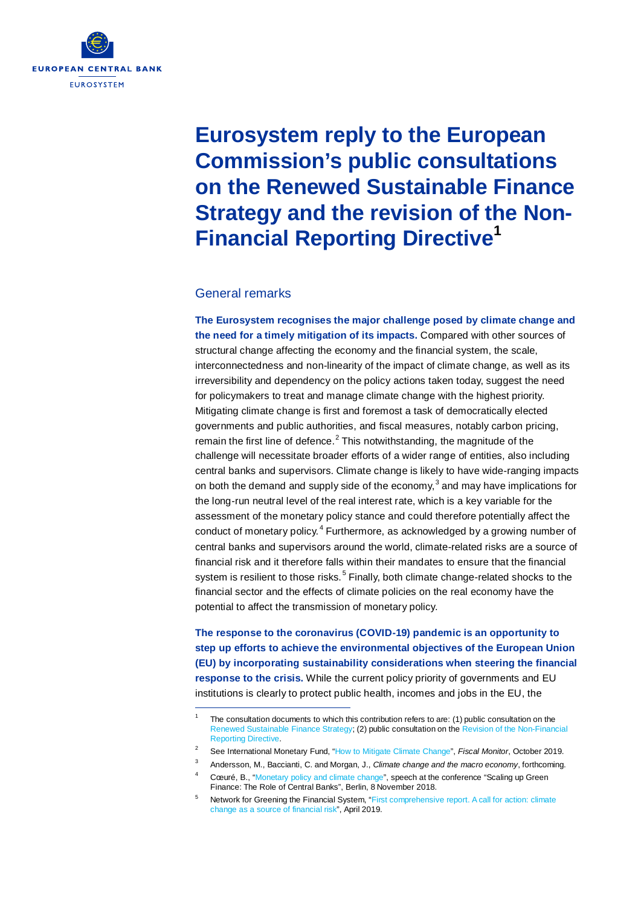# Eurosystem reply to the European Commission's public consultations on the Renewed Sustainable Finance Strategy and the revision of the Non-Financial Reporting Directive[1]

## General remarks

**The Eurosystem recognises the major challenge posed by climate change and the need for a timely mitigation of its impacts.** Compared with other sources of structural change affecting the economy and the financial system, the scale, interconnectedness and non-linearity of the impact of climate change, as well as its irreversibility and dependency on the policy actions taken today, suggest the need for policymakers to treat and manage climate change with the highest priority. Mitigating climate change is first and foremost a task of democratically elected governments and public authorities, and fiscal measures, notably carbon pricing, remain the first line of defence.[2] This notwithstanding, the magnitude of the challenge will necessitate broader efforts of a wider range of entities, also including central banks and supervisors. Climate change is likely to have wide-ranging impacts on both the demand and supply side of the economy,[3] and may have implications for the long-run neutral level of the real interest rate, which is a key variable for the assessment of the monetary policy stance and could therefore potentially affect the conduct of monetary policy.[4] Furthermore, as acknowledged by a growing number of central banks and supervisors around the world, climate-related risks are a source of financial risk and it therefore falls within their mandates to ensure that the financial system is resilient to those risks.[5] Finally, both climate change-related shocks to the financial sector and the effects of climate policies on the real economy have the potential to affect the transmission of monetary policy.

**The response to the coronavirus (COVID-19) pandemic is an opportunity to step up efforts to achieve the environmental objectives of the European Union (EU) by incorporating sustainability considerations when steering the financial response to the crisis.** While the current policy priority of governments and EU institutions is clearly to protect public health, incomes and jobs in the EU, the

---

[1] The consultation documents to which this contribution refers to are: (1) public consultation on the Renewed Sustainable Finance Strategy; (2) public consultation on the Revision of the Non-Financial Reporting Directive.

[2] See International Monetary Fund, "How to Mitigate Climate Change", *Fiscal Monitor*, October 2019.

[3] Andersson, M., Baccianti, C. and Morgan, J., *Climate change and the macro economy*, forthcoming.

[4] Cœuré, B., "Monetary policy and climate change", speech at the conference "Scaling up Green Finance: The Role of Central Banks", Berlin, 8 November 2018.

[5] Network for Greening the Financial System, "First comprehensive report. A call for action: climate change as a source of financial risk", April 2019.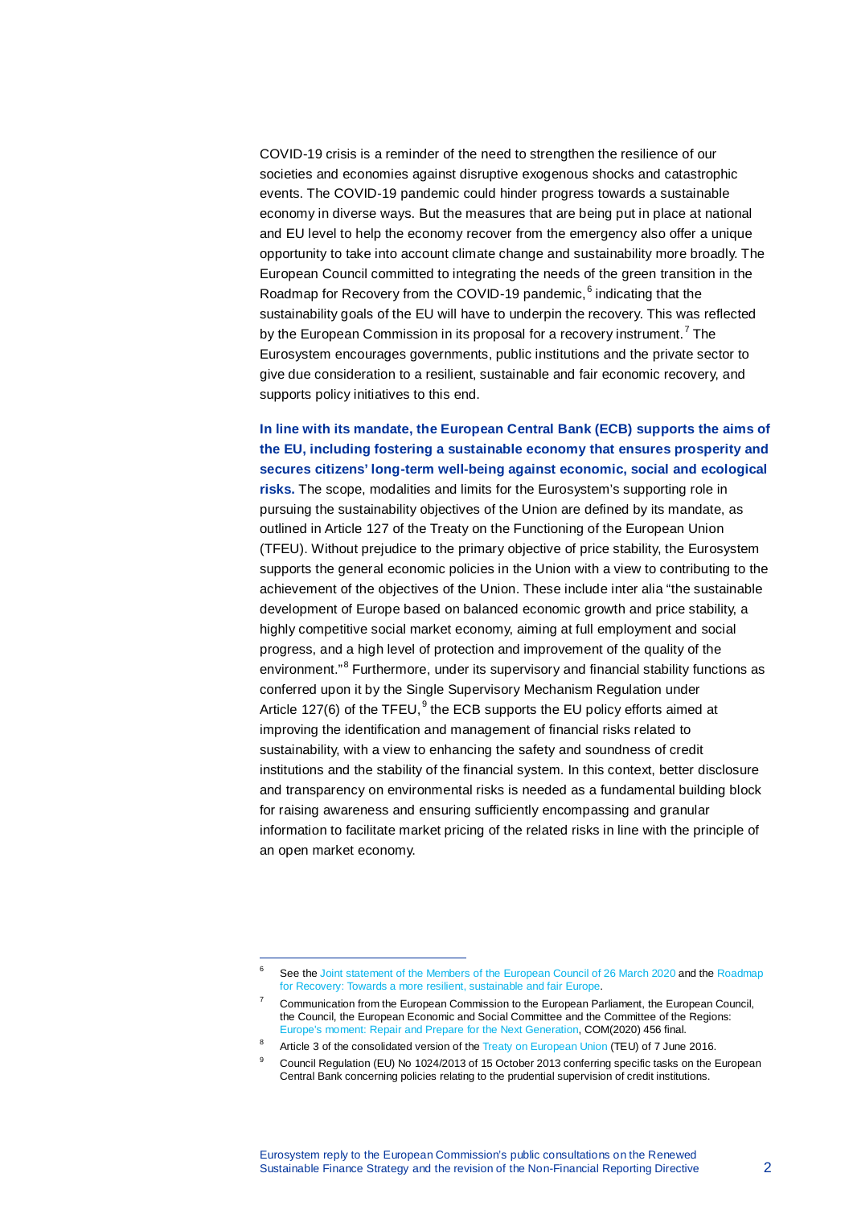COVID-19 crisis is a reminder of the need to strengthen the resilience of our societies and economies against disruptive exogenous shocks and catastrophic events. The COVID-19 pandemic could hinder progress towards a sustainable economy in diverse ways. But the measures that are being put in place at national and EU level to help the economy recover from the emergency also offer a unique opportunity to take into account climate change and sustainability more broadly. The European Council committed to integrating the needs of the green transition in the Roadmap for Recovery from the COVID-19 pandemic,[6] indicating that the sustainability goals of the EU will have to underpin the recovery. This was reflected by the European Commission in its proposal for a recovery instrument.[7] The Eurosystem encourages governments, public institutions and the private sector to give due consideration to a resilient, sustainable and fair economic recovery, and supports policy initiatives to this end.

**In line with its mandate, the European Central Bank (ECB) supports the aims of the EU, including fostering a sustainable economy that ensures prosperity and secures citizens' long-term well-being against economic, social and ecological risks.** The scope, modalities and limits for the Eurosystem's supporting role in pursuing the sustainability objectives of the Union are defined by its mandate, as outlined in Article 127 of the Treaty on the Functioning of the European Union (TFEU). Without prejudice to the primary objective of price stability, the Eurosystem supports the general economic policies in the Union with a view to contributing to the achievement of the objectives of the Union. These include inter alia "the sustainable development of Europe based on balanced economic growth and price stability, a highly competitive social market economy, aiming at full employment and social progress, and a high level of protection and improvement of the quality of the environment."[8] Furthermore, under its supervisory and financial stability functions as conferred upon it by the Single Supervisory Mechanism Regulation under Article 127(6) of the TFEU,[9] the ECB supports the EU policy efforts aimed at improving the identification and management of financial risks related to sustainability, with a view to enhancing the safety and soundness of credit institutions and the stability of the financial system. In this context, better disclosure and transparency on environmental risks is needed as a fundamental building block for raising awareness and ensuring sufficiently encompassing and granular information to facilitate market pricing of the related risks in line with the principle of an open market economy.

---

[6] See the Joint statement of the Members of the European Council of 26 March 2020 and the Roadmap for Recovery: Towards a more resilient, sustainable and fair Europe.

[7] Communication from the European Commission to the European Parliament, the European Council, the Council, the European Economic and Social Committee and the Committee of the Regions: Europe's moment: Repair and Prepare for the Next Generation, COM(2020) 456 final.

[8] Article 3 of the consolidated version of the Treaty on European Union (TEU) of 7 June 2016.

[9] Council Regulation (EU) No 1024/2013 of 15 October 2013 conferring specific tasks on the European Central Bank concerning policies relating to the prudential supervision of credit institutions.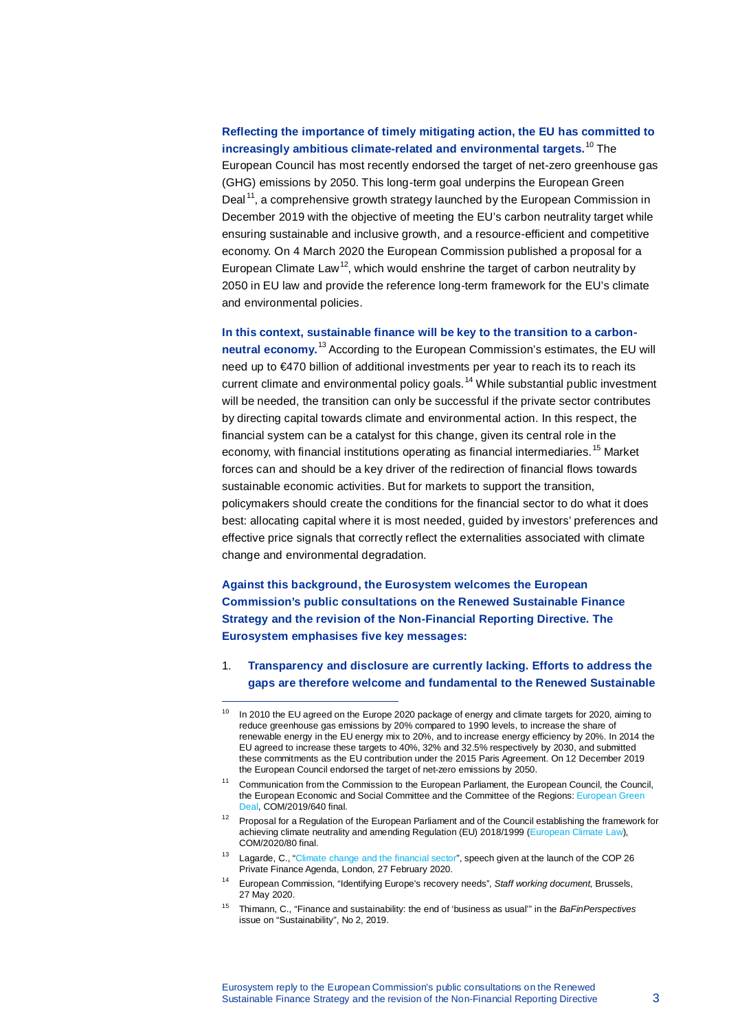**Reflecting the importance of timely mitigating action, the EU has committed to increasingly ambitious climate-related and environmental targets.**[10] The European Council has most recently endorsed the target of net-zero greenhouse gas (GHG) emissions by 2050. This long-term goal underpins the European Green Deal[11], a comprehensive growth strategy launched by the European Commission in December 2019 with the objective of meeting the EU's carbon neutrality target while ensuring sustainable and inclusive growth, and a resource-efficient and competitive economy. On 4 March 2020 the European Commission published a proposal for a European Climate Law[12], which would enshrine the target of carbon neutrality by 2050 in EU law and provide the reference long-term framework for the EU's climate and environmental policies.

**In this context, sustainable finance will be key to the transition to a carbon-neutral economy.**[13] According to the European Commission's estimates, the EU will need up to €470 billion of additional investments per year to reach its to reach its current climate and environmental policy goals.[14] While substantial public investment will be needed, the transition can only be successful if the private sector contributes by directing capital towards climate and environmental action. In this respect, the financial system can be a catalyst for this change, given its central role in the economy, with financial institutions operating as financial intermediaries.[15] Market forces can and should be a key driver of the redirection of financial flows towards sustainable economic activities. But for markets to support the transition, policymakers should create the conditions for the financial sector to do what it does best: allocating capital where it is most needed, guided by investors' preferences and effective price signals that correctly reflect the externalities associated with climate change and environmental degradation.

**Against this background, the Eurosystem welcomes the European Commission's public consultations on the Renewed Sustainable Finance Strategy and the revision of the Non-Financial Reporting Directive. The Eurosystem emphasises five key messages:**

1. **Transparency and disclosure are currently lacking. Efforts to address the gaps are therefore welcome and fundamental to the Renewed Sustainable**

---

[10] In 2010 the EU agreed on the Europe 2020 package of energy and climate targets for 2020, aiming to reduce greenhouse gas emissions by 20% compared to 1990 levels, to increase the share of renewable energy in the EU energy mix to 20%, and to increase energy efficiency by 20%. In 2014 the EU agreed to increase these targets to 40%, 32% and 32.5% respectively by 2030, and submitted these commitments as the EU contribution under the 2015 Paris Agreement. On 12 December 2019 the European Council endorsed the target of net-zero emissions by 2050.

[11] Communication from the Commission to the European Parliament, the European Council, the Council, the European Economic and Social Committee and the Committee of the Regions: European Green Deal, COM/2019/640 final.

[12] Proposal for a Regulation of the European Parliament and of the Council establishing the framework for achieving climate neutrality and amending Regulation (EU) 2018/1999 (European Climate Law), COM/2020/80 final.

[13] Lagarde, C., "Climate change and the financial sector", speech given at the launch of the COP 26 Private Finance Agenda, London, 27 February 2020.

[14] European Commission, "Identifying Europe's recovery needs", *Staff working document*, Brussels, 27 May 2020.

[15] Thimann, C., "Finance and sustainability: the end of 'business as usual'" in the *BaFinPerspectives* issue on "Sustainability", No 2, 2019.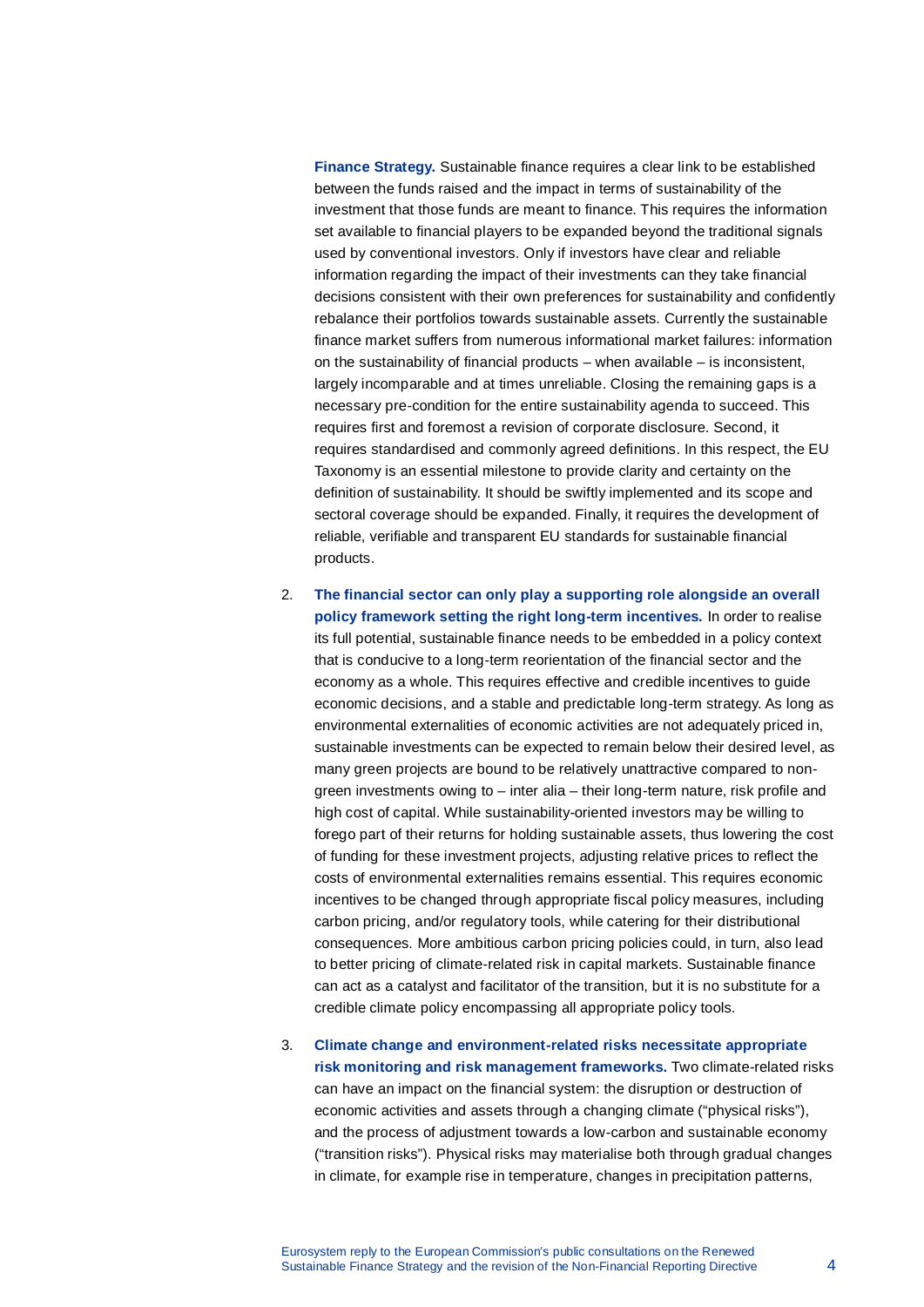**Finance Strategy.** Sustainable finance requires a clear link to be established between the funds raised and the impact in terms of sustainability of the investment that those funds are meant to finance. This requires the information set available to financial players to be expanded beyond the traditional signals used by conventional investors. Only if investors have clear and reliable information regarding the impact of their investments can they take financial decisions consistent with their own preferences for sustainability and confidently rebalance their portfolios towards sustainable assets. Currently the sustainable finance market suffers from numerous informational market failures: information on the sustainability of financial products – when available – is inconsistent, largely incomparable and at times unreliable. Closing the remaining gaps is a necessary pre-condition for the entire sustainability agenda to succeed. This requires first and foremost a revision of corporate disclosure. Second, it requires standardised and commonly agreed definitions. In this respect, the EU Taxonomy is an essential milestone to provide clarity and certainty on the definition of sustainability. It should be swiftly implemented and its scope and sectoral coverage should be expanded. Finally, it requires the development of reliable, verifiable and transparent EU standards for sustainable financial products.

2. **The financial sector can only play a supporting role alongside an overall policy framework setting the right long-term incentives.** In order to realise its full potential, sustainable finance needs to be embedded in a policy context that is conducive to a long-term reorientation of the financial sector and the economy as a whole. This requires effective and credible incentives to guide economic decisions, and a stable and predictable long-term strategy. As long as environmental externalities of economic activities are not adequately priced in, sustainable investments can be expected to remain below their desired level, as many green projects are bound to be relatively unattractive compared to non-green investments owing to – inter alia – their long-term nature, risk profile and high cost of capital. While sustainability-oriented investors may be willing to forego part of their returns for holding sustainable assets, thus lowering the cost of funding for these investment projects, adjusting relative prices to reflect the costs of environmental externalities remains essential. This requires economic incentives to be changed through appropriate fiscal policy measures, including carbon pricing, and/or regulatory tools, while catering for their distributional consequences. More ambitious carbon pricing policies could, in turn, also lead to better pricing of climate-related risk in capital markets. Sustainable finance can act as a catalyst and facilitator of the transition, but it is no substitute for a credible climate policy encompassing all appropriate policy tools.

3. **Climate change and environment-related risks necessitate appropriate risk monitoring and risk management frameworks.** Two climate-related risks can have an impact on the financial system: the disruption or destruction of economic activities and assets through a changing climate ("physical risks"), and the process of adjustment towards a low-carbon and sustainable economy ("transition risks"). Physical risks may materialise both through gradual changes in climate, for example rise in temperature, changes in precipitation patterns,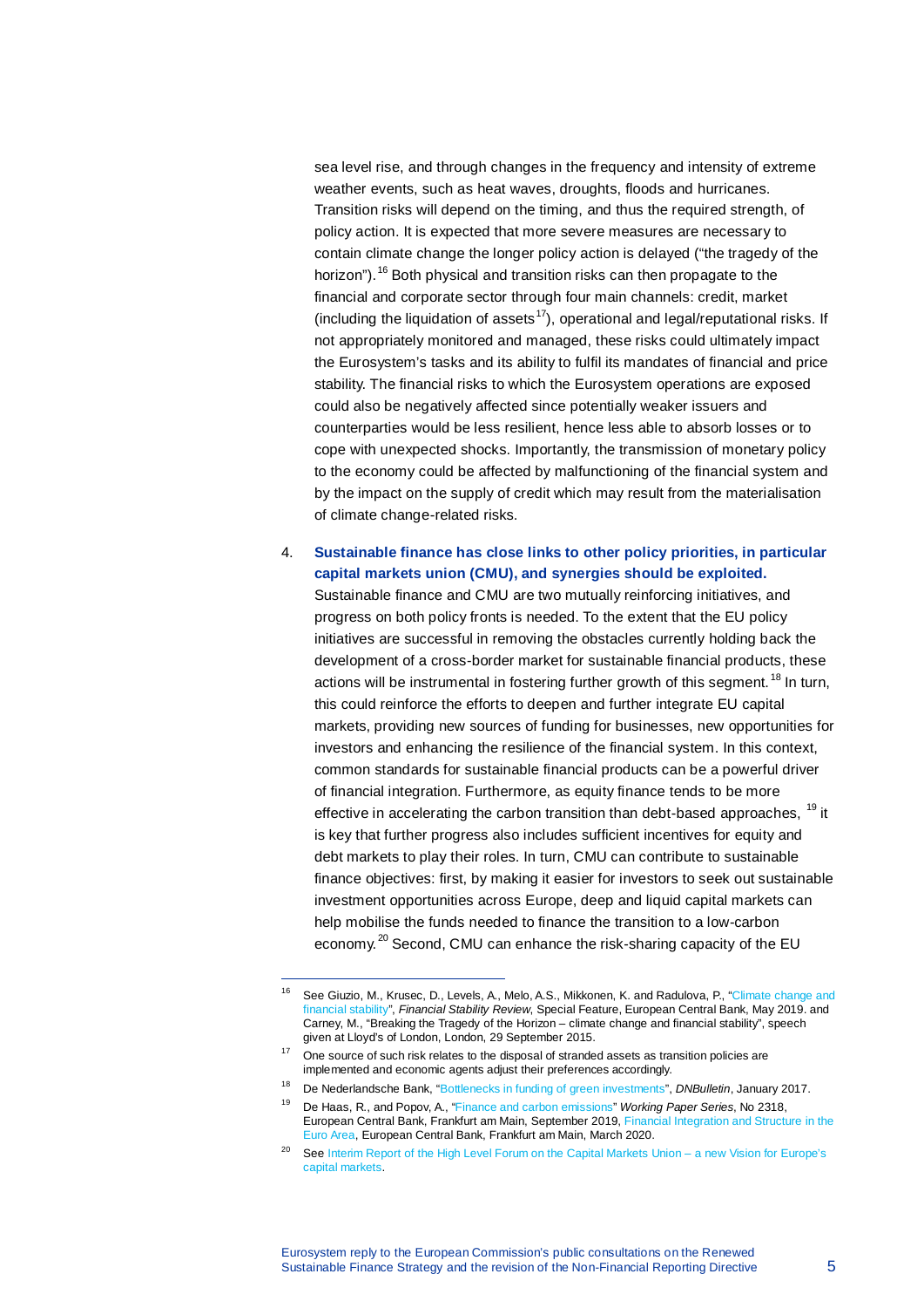sea level rise, and through changes in the frequency and intensity of extreme weather events, such as heat waves, droughts, floods and hurricanes. Transition risks will depend on the timing, and thus the required strength, of policy action. It is expected that more severe measures are necessary to contain climate change the longer policy action is delayed ("the tragedy of the horizon").[16] Both physical and transition risks can then propagate to the financial and corporate sector through four main channels: credit, market (including the liquidation of assets[17]), operational and legal/reputational risks. If not appropriately monitored and managed, these risks could ultimately impact the Eurosystem's tasks and its ability to fulfil its mandates of financial and price stability. The financial risks to which the Eurosystem operations are exposed could also be negatively affected since potentially weaker issuers and counterparties would be less resilient, hence less able to absorb losses or to cope with unexpected shocks. Importantly, the transmission of monetary policy to the economy could be affected by malfunctioning of the financial system and by the impact on the supply of credit which may result from the materialisation of climate change-related risks.

4. **Sustainable finance has close links to other policy priorities, in particular capital markets union (CMU), and synergies should be exploited.** Sustainable finance and CMU are two mutually reinforcing initiatives, and progress on both policy fronts is needed. To the extent that the EU policy initiatives are successful in removing the obstacles currently holding back the development of a cross-border market for sustainable financial products, these actions will be instrumental in fostering further growth of this segment.[18] In turn, this could reinforce the efforts to deepen and further integrate EU capital markets, providing new sources of funding for businesses, new opportunities for investors and enhancing the resilience of the financial system. In this context, common standards for sustainable financial products can be a powerful driver of financial integration. Furthermore, as equity finance tends to be more effective in accelerating the carbon transition than debt-based approaches, [19] it is key that further progress also includes sufficient incentives for equity and debt markets to play their roles. In turn, CMU can contribute to sustainable finance objectives: first, by making it easier for investors to seek out sustainable investment opportunities across Europe, deep and liquid capital markets can help mobilise the funds needed to finance the transition to a low-carbon economy.[20] Second, CMU can enhance the risk-sharing capacity of the EU

---

[16] See Giuzio, M., Krusec, D., Levels, A., Melo, A.S., Mikkonen, K. and Radulova, P., "Climate change and financial stability", *Financial Stability Review*, Special Feature, European Central Bank, May 2019. and Carney, M., "Breaking the Tragedy of the Horizon – climate change and financial stability", speech given at Lloyd's of London, London, 29 September 2015.

[17] One source of such risk relates to the disposal of stranded assets as transition policies are implemented and economic agents adjust their preferences accordingly.

[18] De Nederlandsche Bank, "Bottlenecks in funding of green investments", *DNBulletin*, January 2017.

[19] De Haas, R., and Popov, A., "Finance and carbon emissions" *Working Paper Series*, No 2318, European Central Bank, Frankfurt am Main, September 2019, Financial Integration and Structure in the Euro Area, European Central Bank, Frankfurt am Main, March 2020.

[20] See Interim Report of the High Level Forum on the Capital Markets Union – a new Vision for Europe's capital markets.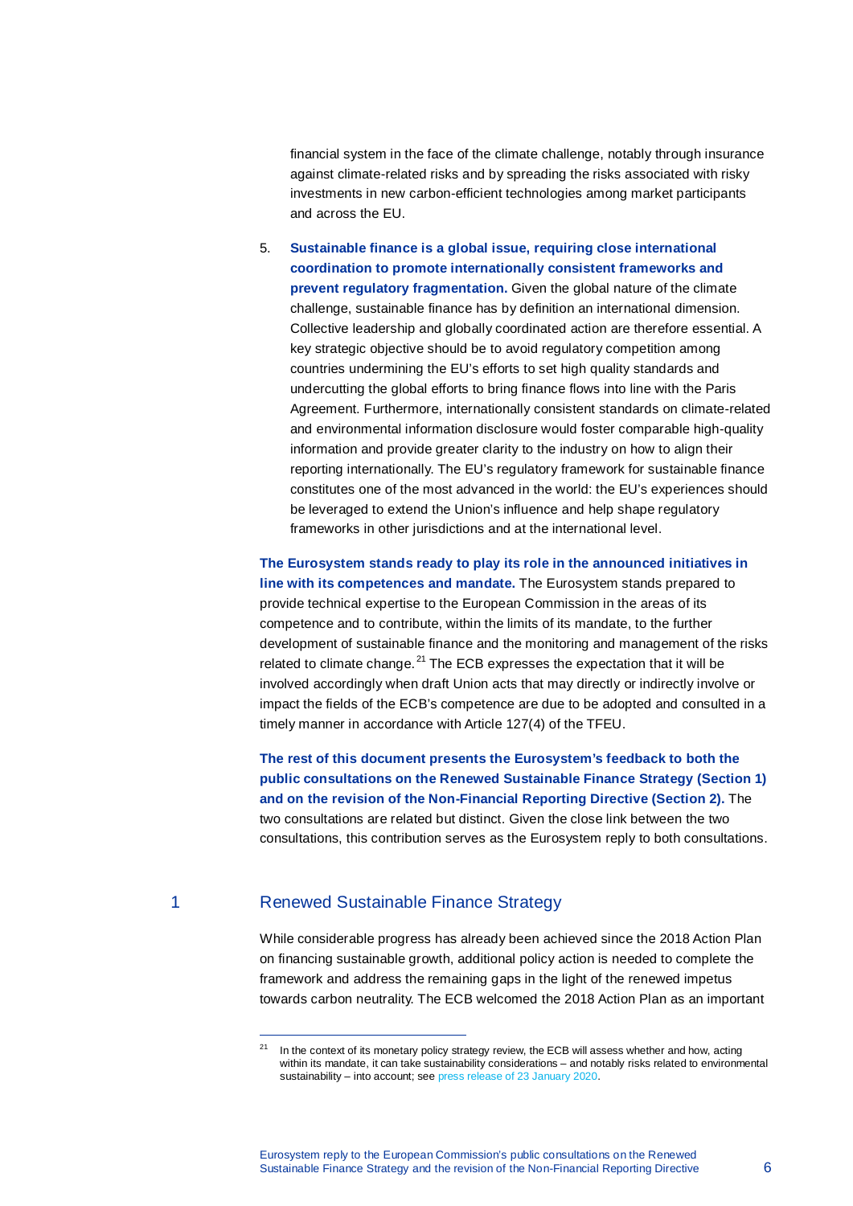financial system in the face of the climate challenge, notably through insurance against climate-related risks and by spreading the risks associated with risky investments in new carbon-efficient technologies among market participants and across the EU.

5. **Sustainable finance is a global issue, requiring close international coordination to promote internationally consistent frameworks and prevent regulatory fragmentation.** Given the global nature of the climate challenge, sustainable finance has by definition an international dimension. Collective leadership and globally coordinated action are therefore essential. A key strategic objective should be to avoid regulatory competition among countries undermining the EU's efforts to set high quality standards and undercutting the global efforts to bring finance flows into line with the Paris Agreement. Furthermore, internationally consistent standards on climate-related and environmental information disclosure would foster comparable high-quality information and provide greater clarity to the industry on how to align their reporting internationally. The EU's regulatory framework for sustainable finance constitutes one of the most advanced in the world: the EU's experiences should be leveraged to extend the Union's influence and help shape regulatory frameworks in other jurisdictions and at the international level.

**The Eurosystem stands ready to play its role in the announced initiatives in line with its competences and mandate.** The Eurosystem stands prepared to provide technical expertise to the European Commission in the areas of its competence and to contribute, within the limits of its mandate, to the further development of sustainable finance and the monitoring and management of the risks related to climate change.[21] The ECB expresses the expectation that it will be involved accordingly when draft Union acts that may directly or indirectly involve or impact the fields of the ECB's competence are due to be adopted and consulted in a timely manner in accordance with Article 127(4) of the TFEU.

**The rest of this document presents the Eurosystem's feedback to both the public consultations on the Renewed Sustainable Finance Strategy (Section 1) and on the revision of the Non-Financial Reporting Directive (Section 2).** The two consultations are related but distinct. Given the close link between the two consultations, this contribution serves as the Eurosystem reply to both consultations.

## 1 Renewed Sustainable Finance Strategy

While considerable progress has already been achieved since the 2018 Action Plan on financing sustainable growth, additional policy action is needed to complete the framework and address the remaining gaps in the light of the renewed impetus towards carbon neutrality. The ECB welcomed the 2018 Action Plan as an important

[21] In the context of its monetary policy strategy review, the ECB will assess whether and how, acting within its mandate, it can take sustainability considerations – and notably risks related to environmental sustainability – into account; see press release of 23 January 2020.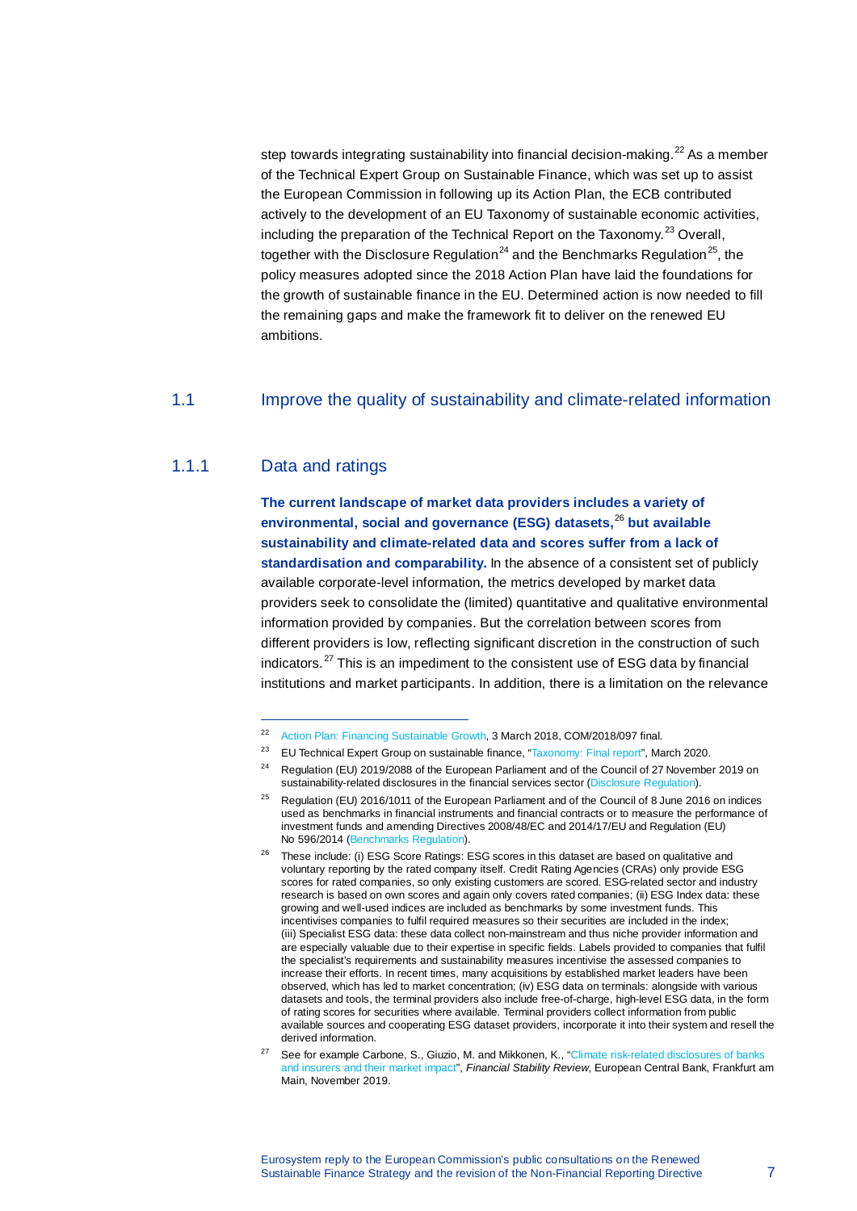step towards integrating sustainability into financial decision-making.[22] As a member of the Technical Expert Group on Sustainable Finance, which was set up to assist the European Commission in following up its Action Plan, the ECB contributed actively to the development of an EU Taxonomy of sustainable economic activities, including the preparation of the Technical Report on the Taxonomy.[23] Overall, together with the Disclosure Regulation[24] and the Benchmarks Regulation[25], the policy measures adopted since the 2018 Action Plan have laid the foundations for the growth of sustainable finance in the EU. Determined action is now needed to fill the remaining gaps and make the framework fit to deliver on the renewed EU ambitions.

## 1.1 Improve the quality of sustainability and climate-related information

### 1.1.1 Data and ratings

**The current landscape of market data providers includes a variety of environmental, social and governance (ESG) datasets,[26] but available sustainability and climate-related data and scores suffer from a lack of standardisation and comparability.** In the absence of a consistent set of publicly available corporate-level information, the metrics developed by market data providers seek to consolidate the (limited) quantitative and qualitative environmental information provided by companies. But the correlation between scores from different providers is low, reflecting significant discretion in the construction of such indicators.[27] This is an impediment to the consistent use of ESG data by financial institutions and market participants. In addition, there is a limitation on the relevance

---

[22] Action Plan: Financing Sustainable Growth, 3 March 2018, COM/2018/097 final.

[23] EU Technical Expert Group on sustainable finance, "Taxonomy: Final report", March 2020.

[24] Regulation (EU) 2019/2088 of the European Parliament and of the Council of 27 November 2019 on sustainability-related disclosures in the financial services sector (Disclosure Regulation).

[25] Regulation (EU) 2016/1011 of the European Parliament and of the Council of 8 June 2016 on indices used as benchmarks in financial instruments and financial contracts or to measure the performance of investment funds and amending Directives 2008/48/EC and 2014/17/EU and Regulation (EU) No 596/2014 (Benchmarks Regulation).

[26] These include: (i) ESG Score Ratings: ESG scores in this dataset are based on qualitative and voluntary reporting by the rated company itself. Credit Rating Agencies (CRAs) only provide ESG scores for rated companies, so only existing customers are scored. ESG-related sector and industry research is based on own scores and again only covers rated companies; (ii) ESG Index data: these growing and well-used indices are included as benchmarks by some investment funds. This incentivises companies to fulfil required measures so their securities are included in the index; (iii) Specialist ESG data: these data collect non-mainstream and thus niche provider information and are especially valuable due to their expertise in specific fields. Labels provided to companies that fulfil the specialist's requirements and sustainability measures incentivise the assessed companies to increase their efforts. In recent times, many acquisitions by established market leaders have been observed, which has led to market concentration; (iv) ESG data on terminals: alongside with various datasets and tools, the terminal providers also include free-of-charge, high-level ESG data, in the form of rating scores for securities where available. Terminal providers collect information from public available sources and cooperating ESG dataset providers, incorporate it into their system and resell the derived information.

[27] See for example Carbone, S., Giuzio, M. and Mikkonen, K., "Climate risk-related disclosures of banks and insurers and their market impact", *Financial Stability Review*, European Central Bank, Frankfurt am Main, November 2019.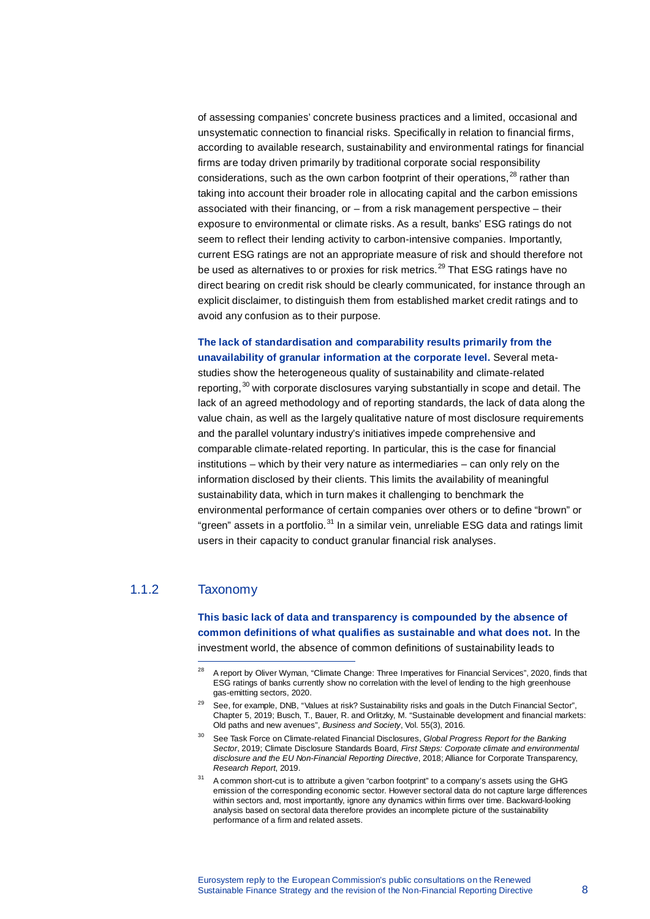of assessing companies' concrete business practices and a limited, occasional and unsystematic connection to financial risks. Specifically in relation to financial firms, according to available research, sustainability and environmental ratings for financial firms are today driven primarily by traditional corporate social responsibility considerations, such as the own carbon footprint of their operations,[28] rather than taking into account their broader role in allocating capital and the carbon emissions associated with their financing, or – from a risk management perspective – their exposure to environmental or climate risks. As a result, banks' ESG ratings do not seem to reflect their lending activity to carbon-intensive companies. Importantly, current ESG ratings are not an appropriate measure of risk and should therefore not be used as alternatives to or proxies for risk metrics.[29] That ESG ratings have no direct bearing on credit risk should be clearly communicated, for instance through an explicit disclaimer, to distinguish them from established market credit ratings and to avoid any confusion as to their purpose.

**The lack of standardisation and comparability results primarily from the unavailability of granular information at the corporate level.** Several meta-studies show the heterogeneous quality of sustainability and climate-related reporting,[30] with corporate disclosures varying substantially in scope and detail. The lack of an agreed methodology and of reporting standards, the lack of data along the value chain, as well as the largely qualitative nature of most disclosure requirements and the parallel voluntary industry's initiatives impede comprehensive and comparable climate-related reporting. In particular, this is the case for financial institutions – which by their very nature as intermediaries – can only rely on the information disclosed by their clients. This limits the availability of meaningful sustainability data, which in turn makes it challenging to benchmark the environmental performance of certain companies over others or to define "brown" or "green" assets in a portfolio.[31] In a similar vein, unreliable ESG data and ratings limit users in their capacity to conduct granular financial risk analyses.

### 1.1.2 Taxonomy

**This basic lack of data and transparency is compounded by the absence of common definitions of what qualifies as sustainable and what does not.** In the investment world, the absence of common definitions of sustainability leads to

---

[28] A report by Oliver Wyman, "Climate Change: Three Imperatives for Financial Services", 2020, finds that ESG ratings of banks currently show no correlation with the level of lending to the high greenhouse gas-emitting sectors, 2020.

[29] See, for example, DNB, "Values at risk? Sustainability risks and goals in the Dutch Financial Sector", Chapter 5, 2019; Busch, T., Bauer, R. and Orlitzky, M. "Sustainable development and financial markets: Old paths and new avenues", *Business and Society*, Vol. 55(3), 2016.

[30] See Task Force on Climate-related Financial Disclosures, *Global Progress Report for the Banking Sector*, 2019; Climate Disclosure Standards Board, *First Steps: Corporate climate and environmental disclosure and the EU Non-Financial Reporting Directive*, 2018; Alliance for Corporate Transparency, *Research Report*, 2019.

[31] A common short-cut is to attribute a given "carbon footprint" to a company's assets using the GHG emission of the corresponding economic sector. However sectoral data do not capture large differences within sectors and, most importantly, ignore any dynamics within firms over time. Backward-looking analysis based on sectoral data therefore provides an incomplete picture of the sustainability performance of a firm and related assets.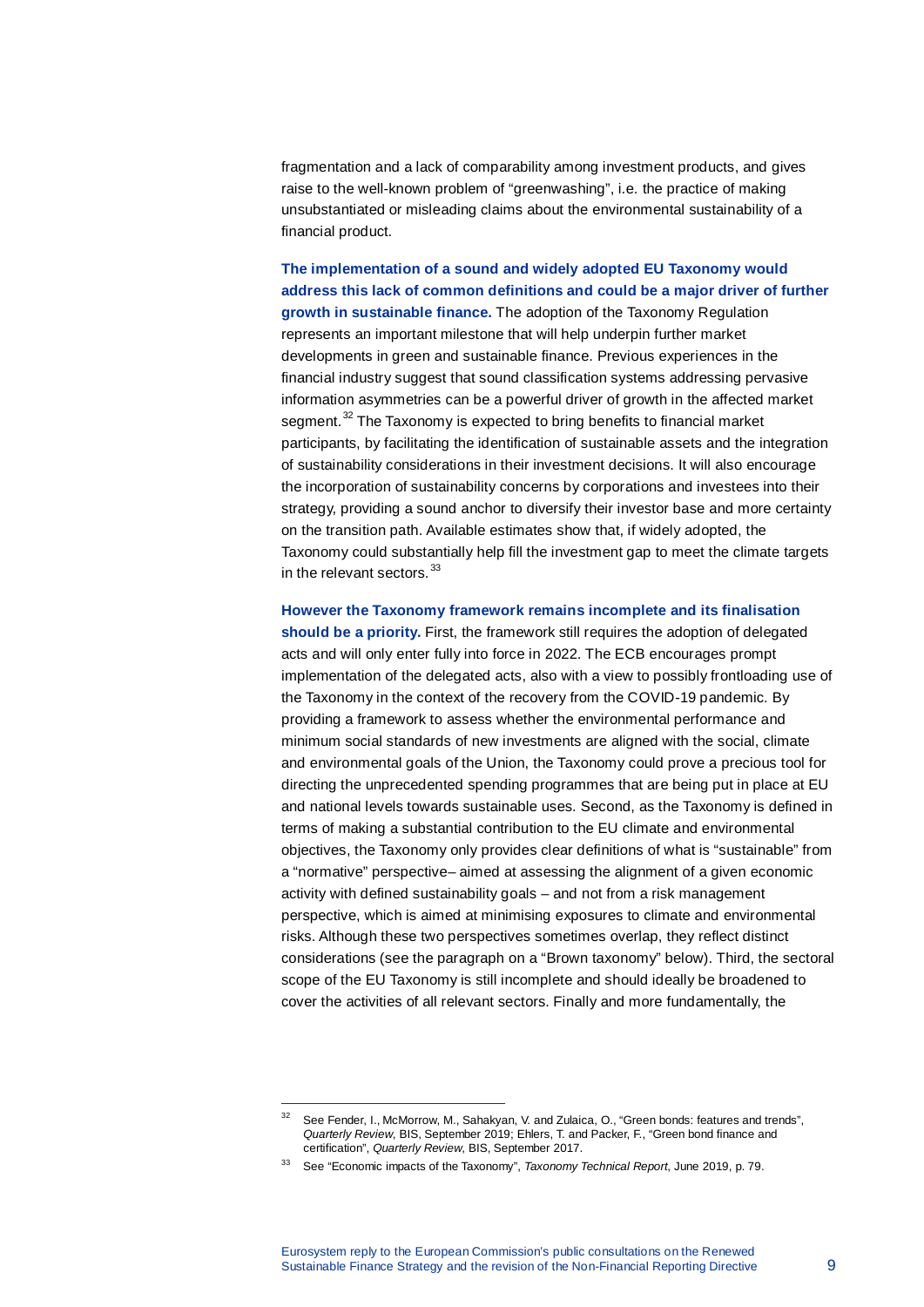fragmentation and a lack of comparability among investment products, and gives raise to the well-known problem of "greenwashing", i.e. the practice of making unsubstantiated or misleading claims about the environmental sustainability of a financial product.

**The implementation of a sound and widely adopted EU Taxonomy would address this lack of common definitions and could be a major driver of further growth in sustainable finance.** The adoption of the Taxonomy Regulation represents an important milestone that will help underpin further market developments in green and sustainable finance. Previous experiences in the financial industry suggest that sound classification systems addressing pervasive information asymmetries can be a powerful driver of growth in the affected market segment.[32] The Taxonomy is expected to bring benefits to financial market participants, by facilitating the identification of sustainable assets and the integration of sustainability considerations in their investment decisions. It will also encourage the incorporation of sustainability concerns by corporations and investees into their strategy, providing a sound anchor to diversify their investor base and more certainty on the transition path. Available estimates show that, if widely adopted, the Taxonomy could substantially help fill the investment gap to meet the climate targets in the relevant sectors.[33]

**However the Taxonomy framework remains incomplete and its finalisation should be a priority.** First, the framework still requires the adoption of delegated acts and will only enter fully into force in 2022. The ECB encourages prompt implementation of the delegated acts, also with a view to possibly frontloading use of the Taxonomy in the context of the recovery from the COVID-19 pandemic. By providing a framework to assess whether the environmental performance and minimum social standards of new investments are aligned with the social, climate and environmental goals of the Union, the Taxonomy could prove a precious tool for directing the unprecedented spending programmes that are being put in place at EU and national levels towards sustainable uses. Second, as the Taxonomy is defined in terms of making a substantial contribution to the EU climate and environmental objectives, the Taxonomy only provides clear definitions of what is "sustainable" from a "normative" perspective– aimed at assessing the alignment of a given economic activity with defined sustainability goals – and not from a risk management perspective, which is aimed at minimising exposures to climate and environmental risks. Although these two perspectives sometimes overlap, they reflect distinct considerations (see the paragraph on a "Brown taxonomy" below). Third, the sectoral scope of the EU Taxonomy is still incomplete and should ideally be broadened to cover the activities of all relevant sectors. Finally and more fundamentally, the

---

[32] See Fender, I., McMorrow, M., Sahakyan, V. and Zulaica, O., "Green bonds: features and trends", *Quarterly Review*, BIS, September 2019; Ehlers, T. and Packer, F., "Green bond finance and certification", *Quarterly Review*, BIS, September 2017.

[33] See "Economic impacts of the Taxonomy", *Taxonomy Technical Report*, June 2019, p. 79.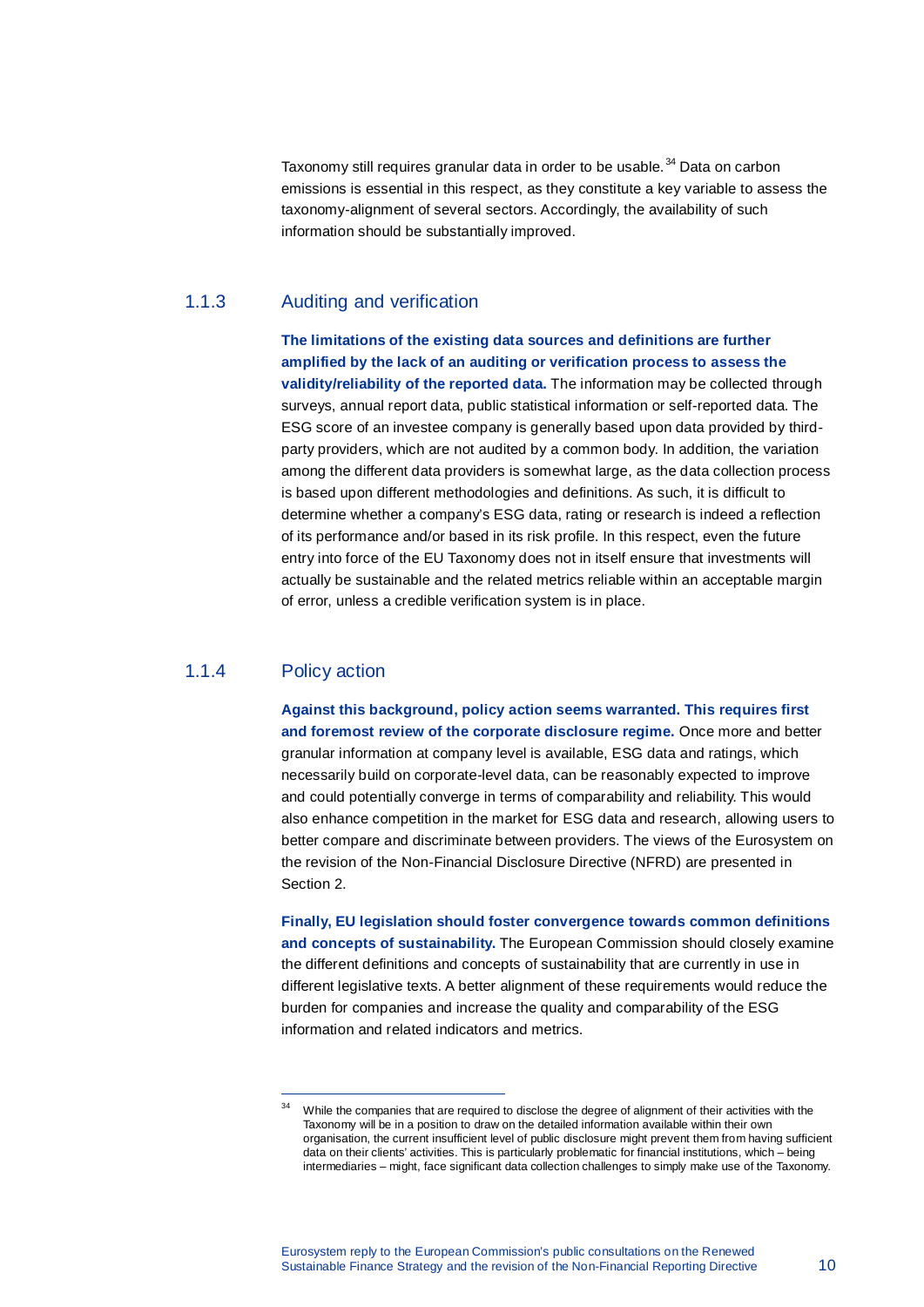Taxonomy still requires granular data in order to be usable.[34] Data on carbon emissions is essential in this respect, as they constitute a key variable to assess the taxonomy-alignment of several sectors. Accordingly, the availability of such information should be substantially improved.

### 1.1.3 Auditing and verification

**The limitations of the existing data sources and definitions are further amplified by the lack of an auditing or verification process to assess the validity/reliability of the reported data.** The information may be collected through surveys, annual report data, public statistical information or self-reported data. The ESG score of an investee company is generally based upon data provided by third-party providers, which are not audited by a common body. In addition, the variation among the different data providers is somewhat large, as the data collection process is based upon different methodologies and definitions. As such, it is difficult to determine whether a company's ESG data, rating or research is indeed a reflection of its performance and/or based in its risk profile. In this respect, even the future entry into force of the EU Taxonomy does not in itself ensure that investments will actually be sustainable and the related metrics reliable within an acceptable margin of error, unless a credible verification system is in place.

### 1.1.4 Policy action

**Against this background, policy action seems warranted. This requires first and foremost review of the corporate disclosure regime.** Once more and better granular information at company level is available, ESG data and ratings, which necessarily build on corporate-level data, can be reasonably expected to improve and could potentially converge in terms of comparability and reliability. This would also enhance competition in the market for ESG data and research, allowing users to better compare and discriminate between providers. The views of the Eurosystem on the revision of the Non-Financial Disclosure Directive (NFRD) are presented in Section 2.

**Finally, EU legislation should foster convergence towards common definitions and concepts of sustainability.** The European Commission should closely examine the different definitions and concepts of sustainability that are currently in use in different legislative texts. A better alignment of these requirements would reduce the burden for companies and increase the quality and comparability of the ESG information and related indicators and metrics.

---

[34] While the companies that are required to disclose the degree of alignment of their activities with the Taxonomy will be in a position to draw on the detailed information available within their own organisation, the current insufficient level of public disclosure might prevent them from having sufficient data on their clients' activities. This is particularly problematic for financial institutions, which – being intermediaries – might, face significant data collection challenges to simply make use of the Taxonomy.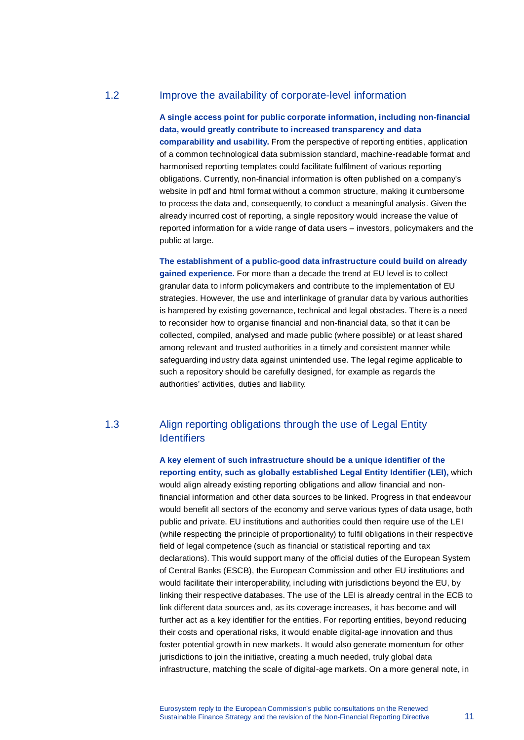## 1.2 Improve the availability of corporate-level information

**A single access point for public corporate information, including non-financial data, would greatly contribute to increased transparency and data comparability and usability.** From the perspective of reporting entities, application of a common technological data submission standard, machine-readable format and harmonised reporting templates could facilitate fulfilment of various reporting obligations. Currently, non-financial information is often published on a company's website in pdf and html format without a common structure, making it cumbersome to process the data and, consequently, to conduct a meaningful analysis. Given the already incurred cost of reporting, a single repository would increase the value of reported information for a wide range of data users – investors, policymakers and the public at large.

**The establishment of a public-good data infrastructure could build on already gained experience.** For more than a decade the trend at EU level is to collect granular data to inform policymakers and contribute to the implementation of EU strategies. However, the use and interlinkage of granular data by various authorities is hampered by existing governance, technical and legal obstacles. There is a need to reconsider how to organise financial and non-financial data, so that it can be collected, compiled, analysed and made public (where possible) or at least shared among relevant and trusted authorities in a timely and consistent manner while safeguarding industry data against unintended use. The legal regime applicable to such a repository should be carefully designed, for example as regards the authorities' activities, duties and liability.

## 1.3 Align reporting obligations through the use of Legal Entity Identifiers

**A key element of such infrastructure should be a unique identifier of the reporting entity, such as globally established Legal Entity Identifier (LEI),** which would align already existing reporting obligations and allow financial and non-financial information and other data sources to be linked. Progress in that endeavour would benefit all sectors of the economy and serve various types of data usage, both public and private. EU institutions and authorities could then require use of the LEI (while respecting the principle of proportionality) to fulfil obligations in their respective field of legal competence (such as financial or statistical reporting and tax declarations). This would support many of the official duties of the European System of Central Banks (ESCB), the European Commission and other EU institutions and would facilitate their interoperability, including with jurisdictions beyond the EU, by linking their respective databases. The use of the LEI is already central in the ECB to link different data sources and, as its coverage increases, it has become and will further act as a key identifier for the entities. For reporting entities, beyond reducing their costs and operational risks, it would enable digital-age innovation and thus foster potential growth in new markets. It would also generate momentum for other jurisdictions to join the initiative, creating a much needed, truly global data infrastructure, matching the scale of digital-age markets. On a more general note, in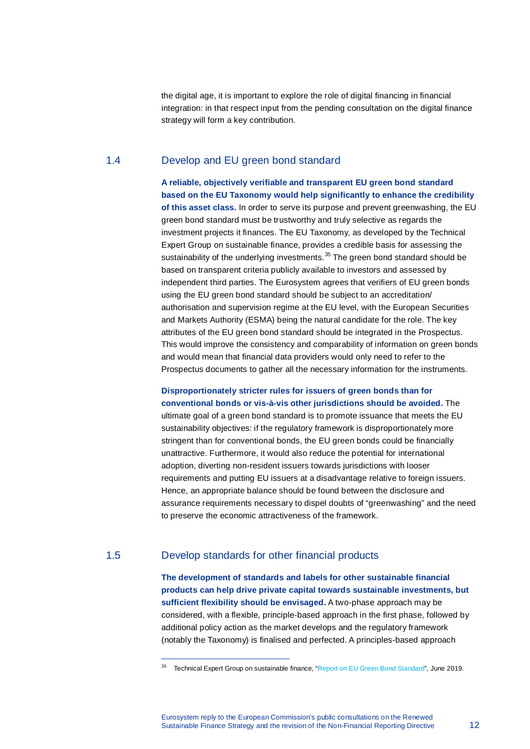the digital age, it is important to explore the role of digital financing in financial integration: in that respect input from the pending consultation on the digital finance strategy will form a key contribution.

## 1.4 Develop and EU green bond standard

**A reliable, objectively verifiable and transparent EU green bond standard based on the EU Taxonomy would help significantly to enhance the credibility of this asset class.** In order to serve its purpose and prevent greenwashing, the EU green bond standard must be trustworthy and truly selective as regards the investment projects it finances. The EU Taxonomy, as developed by the Technical Expert Group on sustainable finance, provides a credible basis for assessing the sustainability of the underlying investments.[35] The green bond standard should be based on transparent criteria publicly available to investors and assessed by independent third parties. The Eurosystem agrees that verifiers of EU green bonds using the EU green bond standard should be subject to an accreditation/ authorisation and supervision regime at the EU level, with the European Securities and Markets Authority (ESMA) being the natural candidate for the role. The key attributes of the EU green bond standard should be integrated in the Prospectus. This would improve the consistency and comparability of information on green bonds and would mean that financial data providers would only need to refer to the Prospectus documents to gather all the necessary information for the instruments.

**Disproportionately stricter rules for issuers of green bonds than for conventional bonds or vis-à-vis other jurisdictions should be avoided.** The ultimate goal of a green bond standard is to promote issuance that meets the EU sustainability objectives: if the regulatory framework is disproportionately more stringent than for conventional bonds, the EU green bonds could be financially unattractive. Furthermore, it would also reduce the potential for international adoption, diverting non-resident issuers towards jurisdictions with looser requirements and putting EU issuers at a disadvantage relative to foreign issuers. Hence, an appropriate balance should be found between the disclosure and assurance requirements necessary to dispel doubts of "greenwashing" and the need to preserve the economic attractiveness of the framework.

## 1.5 Develop standards for other financial products

**The development of standards and labels for other sustainable financial products can help drive private capital towards sustainable investments, but sufficient flexibility should be envisaged.** A two-phase approach may be considered, with a flexible, principle-based approach in the first phase, followed by additional policy action as the market develops and the regulatory framework (notably the Taxonomy) is finalised and perfected. A principles-based approach

---

[35] Technical Expert Group on sustainable finance, "Report on EU Green Bond Standard", June 2019.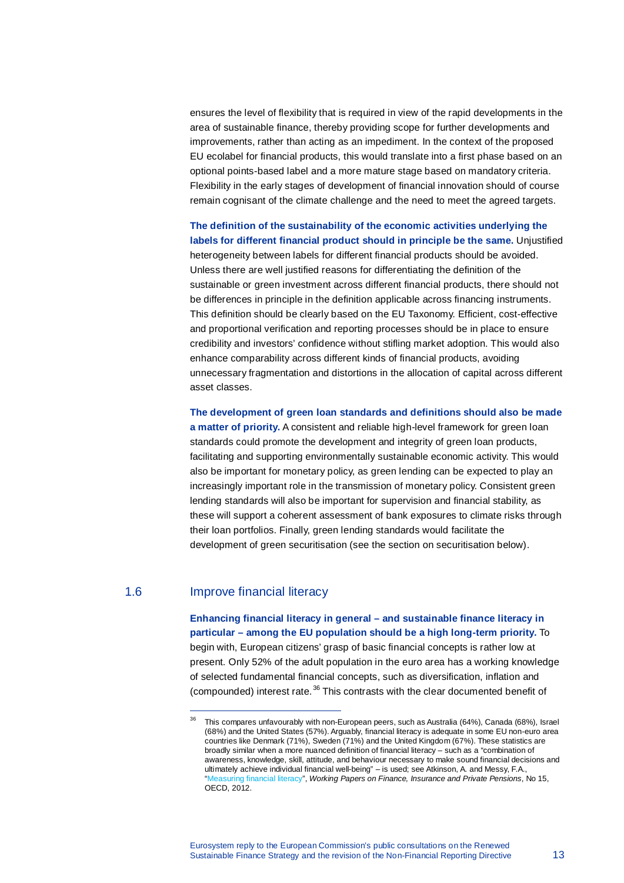ensures the level of flexibility that is required in view of the rapid developments in the area of sustainable finance, thereby providing scope for further developments and improvements, rather than acting as an impediment. In the context of the proposed EU ecolabel for financial products, this would translate into a first phase based on an optional points-based label and a more mature stage based on mandatory criteria. Flexibility in the early stages of development of financial innovation should of course remain cognisant of the climate challenge and the need to meet the agreed targets.

**The definition of the sustainability of the economic activities underlying the labels for different financial product should in principle be the same.** Unjustified heterogeneity between labels for different financial products should be avoided. Unless there are well justified reasons for differentiating the definition of the sustainable or green investment across different financial products, there should not be differences in principle in the definition applicable across financing instruments. This definition should be clearly based on the EU Taxonomy. Efficient, cost-effective and proportional verification and reporting processes should be in place to ensure credibility and investors' confidence without stifling market adoption. This would also enhance comparability across different kinds of financial products, avoiding unnecessary fragmentation and distortions in the allocation of capital across different asset classes.

**The development of green loan standards and definitions should also be made a matter of priority.** A consistent and reliable high-level framework for green loan standards could promote the development and integrity of green loan products, facilitating and supporting environmentally sustainable economic activity. This would also be important for monetary policy, as green lending can be expected to play an increasingly important role in the transmission of monetary policy. Consistent green lending standards will also be important for supervision and financial stability, as these will support a coherent assessment of bank exposures to climate risks through their loan portfolios. Finally, green lending standards would facilitate the development of green securitisation (see the section on securitisation below).

## 1.6 Improve financial literacy

**Enhancing financial literacy in general – and sustainable finance literacy in particular – among the EU population should be a high long-term priority.** To begin with, European citizens' grasp of basic financial concepts is rather low at present. Only 52% of the adult population in the euro area has a working knowledge of selected fundamental financial concepts, such as diversification, inflation and (compounded) interest rate.[36] This contrasts with the clear documented benefit of

[36] This compares unfavourably with non-European peers, such as Australia (64%), Canada (68%), Israel (68%) and the United States (57%). Arguably, financial literacy is adequate in some EU non-euro area countries like Denmark (71%), Sweden (71%) and the United Kingdom (67%). These statistics are broadly similar when a more nuanced definition of financial literacy – such as a "combination of awareness, knowledge, skill, attitude, and behaviour necessary to make sound financial decisions and ultimately achieve individual financial well-being" – is used; see Atkinson, A. and Messy, F.A., "Measuring financial literacy", *Working Papers on Finance, Insurance and Private Pensions*, No 15, OECD, 2012.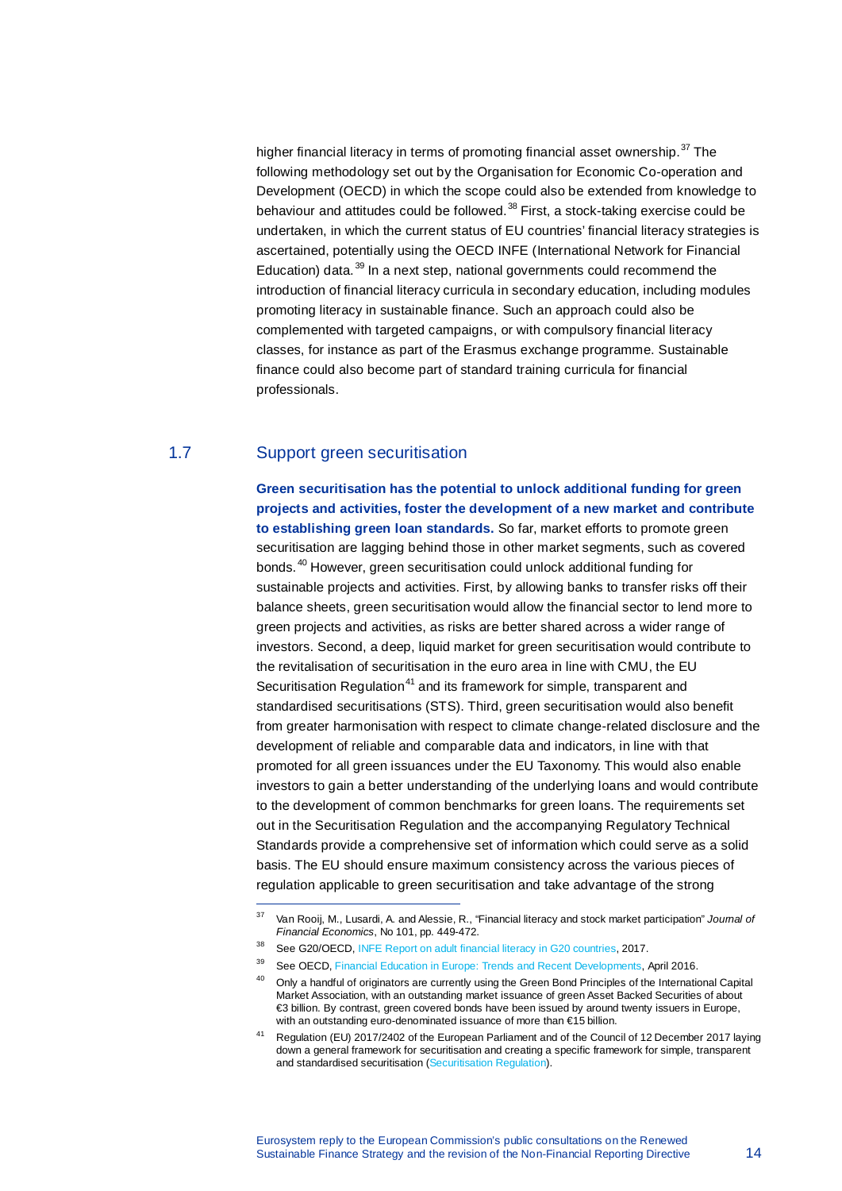higher financial literacy in terms of promoting financial asset ownership.[37] The following methodology set out by the Organisation for Economic Co-operation and Development (OECD) in which the scope could also be extended from knowledge to behaviour and attitudes could be followed.[38] First, a stock-taking exercise could be undertaken, in which the current status of EU countries' financial literacy strategies is ascertained, potentially using the OECD INFE (International Network for Financial Education) data.[39] In a next step, national governments could recommend the introduction of financial literacy curricula in secondary education, including modules promoting literacy in sustainable finance. Such an approach could also be complemented with targeted campaigns, or with compulsory financial literacy classes, for instance as part of the Erasmus exchange programme. Sustainable finance could also become part of standard training curricula for financial professionals.

## 1.7 Support green securitisation

**Green securitisation has the potential to unlock additional funding for green projects and activities, foster the development of a new market and contribute to establishing green loan standards.** So far, market efforts to promote green securitisation are lagging behind those in other market segments, such as covered bonds.[40] However, green securitisation could unlock additional funding for sustainable projects and activities. First, by allowing banks to transfer risks off their balance sheets, green securitisation would allow the financial sector to lend more to green projects and activities, as risks are better shared across a wider range of investors. Second, a deep, liquid market for green securitisation would contribute to the revitalisation of securitisation in the euro area in line with CMU, the EU Securitisation Regulation[41] and its framework for simple, transparent and standardised securitisations (STS). Third, green securitisation would also benefit from greater harmonisation with respect to climate change-related disclosure and the development of reliable and comparable data and indicators, in line with that promoted for all green issuances under the EU Taxonomy. This would also enable investors to gain a better understanding of the underlying loans and would contribute to the development of common benchmarks for green loans. The requirements set out in the Securitisation Regulation and the accompanying Regulatory Technical Standards provide a comprehensive set of information which could serve as a solid basis. The EU should ensure maximum consistency across the various pieces of regulation applicable to green securitisation and take advantage of the strong

---

[37] Van Rooij, M., Lusardi, A. and Alessie, R., "Financial literacy and stock market participation" *Journal of Financial Economics*, No 101, pp. 449-472.

[38] See G20/OECD, INFE Report on adult financial literacy in G20 countries, 2017.

[39] See OECD, Financial Education in Europe: Trends and Recent Developments, April 2016.

[40] Only a handful of originators are currently using the Green Bond Principles of the International Capital Market Association, with an outstanding market issuance of green Asset Backed Securities of about €3 billion. By contrast, green covered bonds have been issued by around twenty issuers in Europe, with an outstanding euro-denominated issuance of more than €15 billion.

[41] Regulation (EU) 2017/2402 of the European Parliament and of the Council of 12 December 2017 laying down a general framework for securitisation and creating a specific framework for simple, transparent and standardised securitisation (Securitisation Regulation).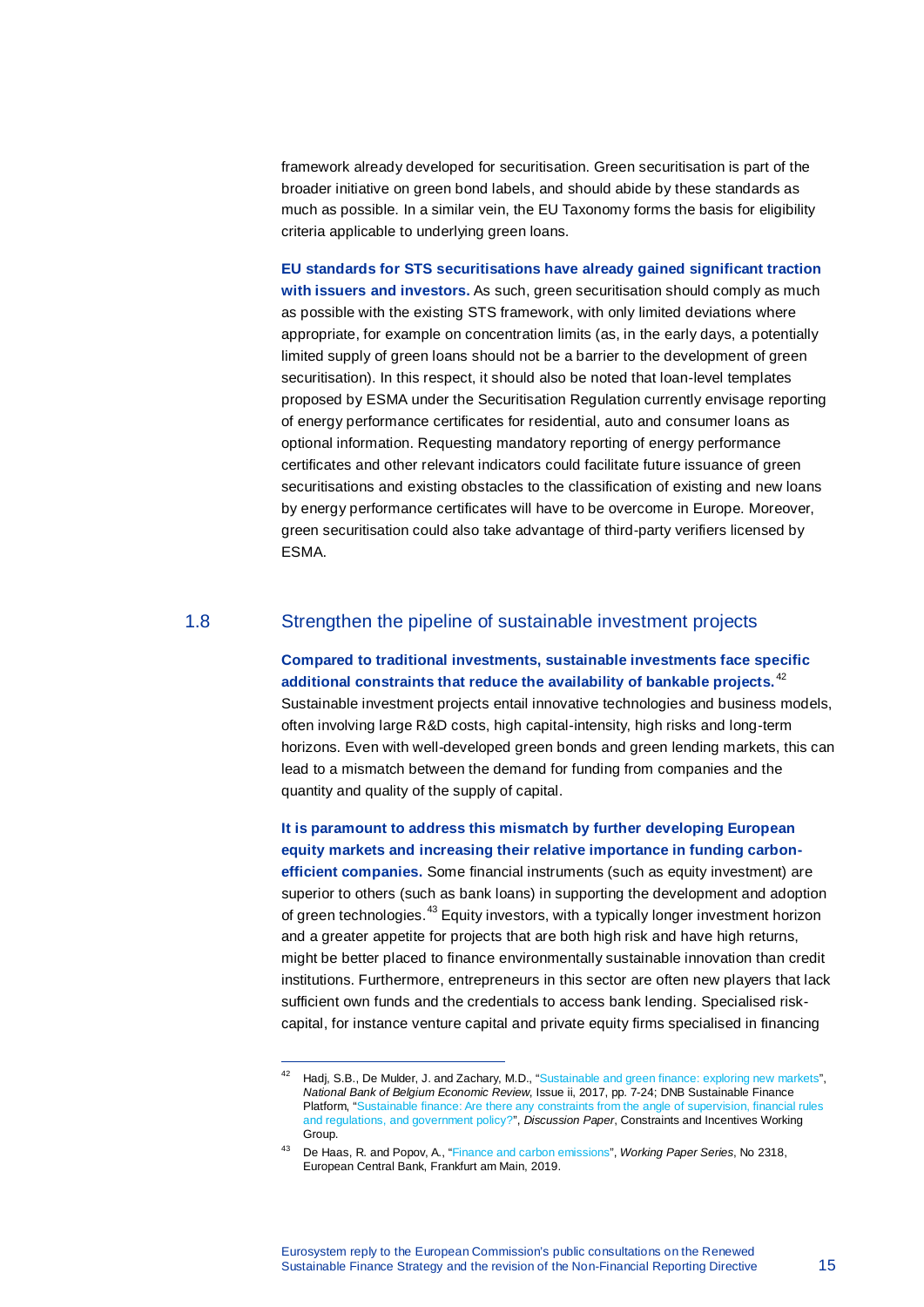framework already developed for securitisation. Green securitisation is part of the broader initiative on green bond labels, and should abide by these standards as much as possible. In a similar vein, the EU Taxonomy forms the basis for eligibility criteria applicable to underlying green loans.

**EU standards for STS securitisations have already gained significant traction with issuers and investors.** As such, green securitisation should comply as much as possible with the existing STS framework, with only limited deviations where appropriate, for example on concentration limits (as, in the early days, a potentially limited supply of green loans should not be a barrier to the development of green securitisation). In this respect, it should also be noted that loan-level templates proposed by ESMA under the Securitisation Regulation currently envisage reporting of energy performance certificates for residential, auto and consumer loans as optional information. Requesting mandatory reporting of energy performance certificates and other relevant indicators could facilitate future issuance of green securitisations and existing obstacles to the classification of existing and new loans by energy performance certificates will have to be overcome in Europe. Moreover, green securitisation could also take advantage of third-party verifiers licensed by ESMA.

## 1.8 Strengthen the pipeline of sustainable investment projects

**Compared to traditional investments, sustainable investments face specific additional constraints that reduce the availability of bankable projects.**[42] Sustainable investment projects entail innovative technologies and business models, often involving large R&D costs, high capital-intensity, high risks and long-term horizons. Even with well-developed green bonds and green lending markets, this can lead to a mismatch between the demand for funding from companies and the quantity and quality of the supply of capital.

**It is paramount to address this mismatch by further developing European equity markets and increasing their relative importance in funding carbon-efficient companies.** Some financial instruments (such as equity investment) are superior to others (such as bank loans) in supporting the development and adoption of green technologies.[43] Equity investors, with a typically longer investment horizon and a greater appetite for projects that are both high risk and have high returns, might be better placed to finance environmentally sustainable innovation than credit institutions. Furthermore, entrepreneurs in this sector are often new players that lack sufficient own funds and the credentials to access bank lending. Specialised risk-capital, for instance venture capital and private equity firms specialised in financing

---

[42] Hadj, S.B., De Mulder, J. and Zachary, M.D., "Sustainable and green finance: exploring new markets", *National Bank of Belgium Economic Review*, Issue ii, 2017, pp. 7-24; DNB Sustainable Finance Platform, "Sustainable finance: Are there any constraints from the angle of supervision, financial rules and regulations, and government policy?", *Discussion Paper*, Constraints and Incentives Working Group.

[43] De Haas, R. and Popov, A., "Finance and carbon emissions", *Working Paper Series*, No 2318, European Central Bank, Frankfurt am Main, 2019.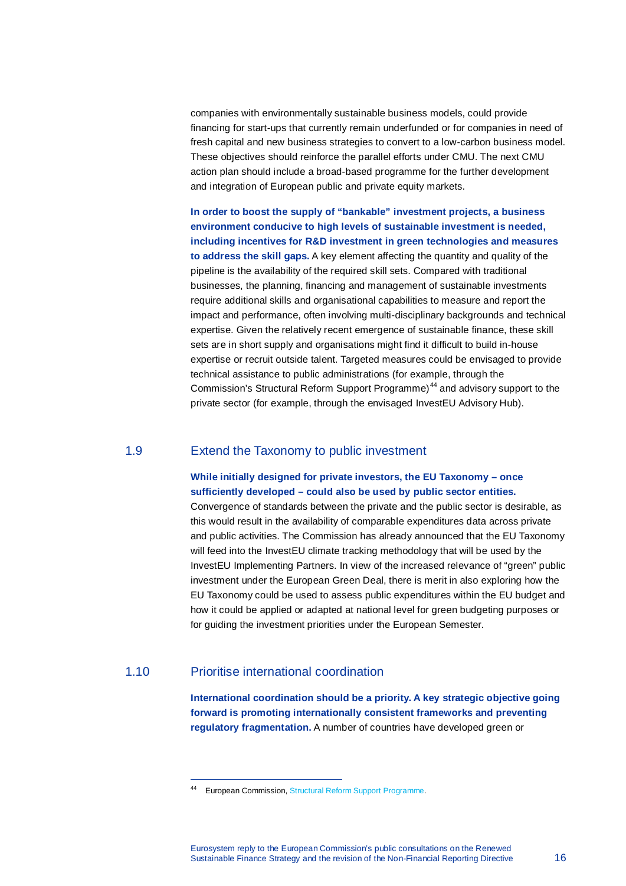companies with environmentally sustainable business models, could provide financing for start-ups that currently remain underfunded or for companies in need of fresh capital and new business strategies to convert to a low-carbon business model. These objectives should reinforce the parallel efforts under CMU. The next CMU action plan should include a broad-based programme for the further development and integration of European public and private equity markets.

**In order to boost the supply of "bankable" investment projects, a business environment conducive to high levels of sustainable investment is needed, including incentives for R&D investment in green technologies and measures to address the skill gaps.** A key element affecting the quantity and quality of the pipeline is the availability of the required skill sets. Compared with traditional businesses, the planning, financing and management of sustainable investments require additional skills and organisational capabilities to measure and report the impact and performance, often involving multi-disciplinary backgrounds and technical expertise. Given the relatively recent emergence of sustainable finance, these skill sets are in short supply and organisations might find it difficult to build in-house expertise or recruit outside talent. Targeted measures could be envisaged to provide technical assistance to public administrations (for example, through the Commission's Structural Reform Support Programme)[44] and advisory support to the private sector (for example, through the envisaged InvestEU Advisory Hub).

## 1.9 Extend the Taxonomy to public investment

**While initially designed for private investors, the EU Taxonomy – once sufficiently developed – could also be used by public sector entities.** Convergence of standards between the private and the public sector is desirable, as this would result in the availability of comparable expenditures data across private and public activities. The Commission has already announced that the EU Taxonomy will feed into the InvestEU climate tracking methodology that will be used by the InvestEU Implementing Partners. In view of the increased relevance of "green" public investment under the European Green Deal, there is merit in also exploring how the EU Taxonomy could be used to assess public expenditures within the EU budget and how it could be applied or adapted at national level for green budgeting purposes or for guiding the investment priorities under the European Semester.

## 1.10 Prioritise international coordination

**International coordination should be a priority. A key strategic objective going forward is promoting internationally consistent frameworks and preventing regulatory fragmentation.** A number of countries have developed green or

---

[44] European Commission, Structural Reform Support Programme.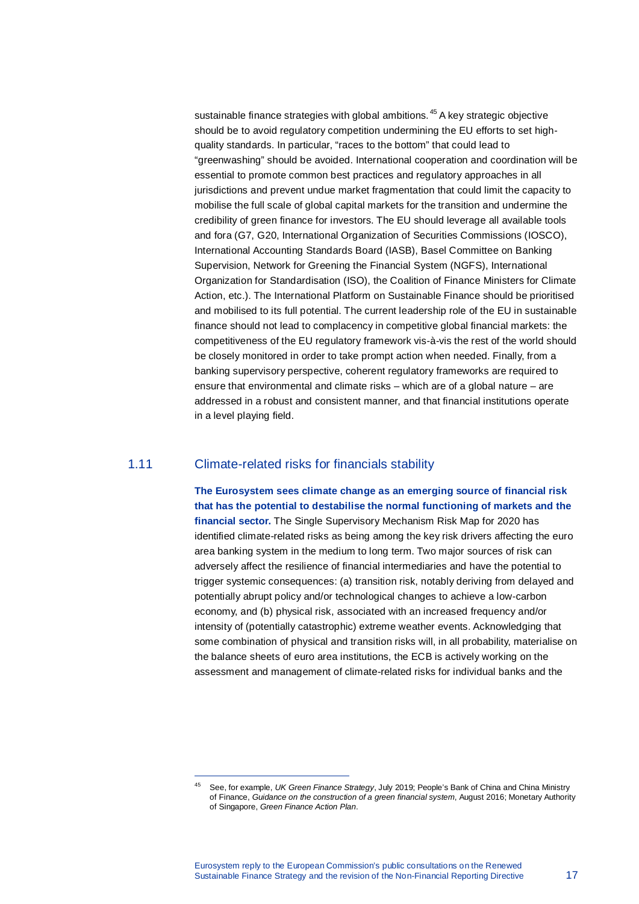sustainable finance strategies with global ambitions.[45] A key strategic objective should be to avoid regulatory competition undermining the EU efforts to set high-quality standards. In particular, "races to the bottom" that could lead to "greenwashing" should be avoided. International cooperation and coordination will be essential to promote common best practices and regulatory approaches in all jurisdictions and prevent undue market fragmentation that could limit the capacity to mobilise the full scale of global capital markets for the transition and undermine the credibility of green finance for investors. The EU should leverage all available tools and fora (G7, G20, International Organization of Securities Commissions (IOSCO), International Accounting Standards Board (IASB), Basel Committee on Banking Supervision, Network for Greening the Financial System (NGFS), International Organization for Standardisation (ISO), the Coalition of Finance Ministers for Climate Action, etc.). The International Platform on Sustainable Finance should be prioritised and mobilised to its full potential. The current leadership role of the EU in sustainable finance should not lead to complacency in competitive global financial markets: the competitiveness of the EU regulatory framework vis-à-vis the rest of the world should be closely monitored in order to take prompt action when needed. Finally, from a banking supervisory perspective, coherent regulatory frameworks are required to ensure that environmental and climate risks – which are of a global nature – are addressed in a robust and consistent manner, and that financial institutions operate in a level playing field.

## 1.11 Climate-related risks for financials stability

**The Eurosystem sees climate change as an emerging source of financial risk that has the potential to destabilise the normal functioning of markets and the financial sector.** The Single Supervisory Mechanism Risk Map for 2020 has identified climate-related risks as being among the key risk drivers affecting the euro area banking system in the medium to long term. Two major sources of risk can adversely affect the resilience of financial intermediaries and have the potential to trigger systemic consequences: (a) transition risk, notably deriving from delayed and potentially abrupt policy and/or technological changes to achieve a low-carbon economy, and (b) physical risk, associated with an increased frequency and/or intensity of (potentially catastrophic) extreme weather events. Acknowledging that some combination of physical and transition risks will, in all probability, materialise on the balance sheets of euro area institutions, the ECB is actively working on the assessment and management of climate-related risks for individual banks and the

[45] See, for example, *UK Green Finance Strategy*, July 2019; People's Bank of China and China Ministry of Finance, *Guidance on the construction of a green financial system*, August 2016; Monetary Authority of Singapore, *Green Finance Action Plan*.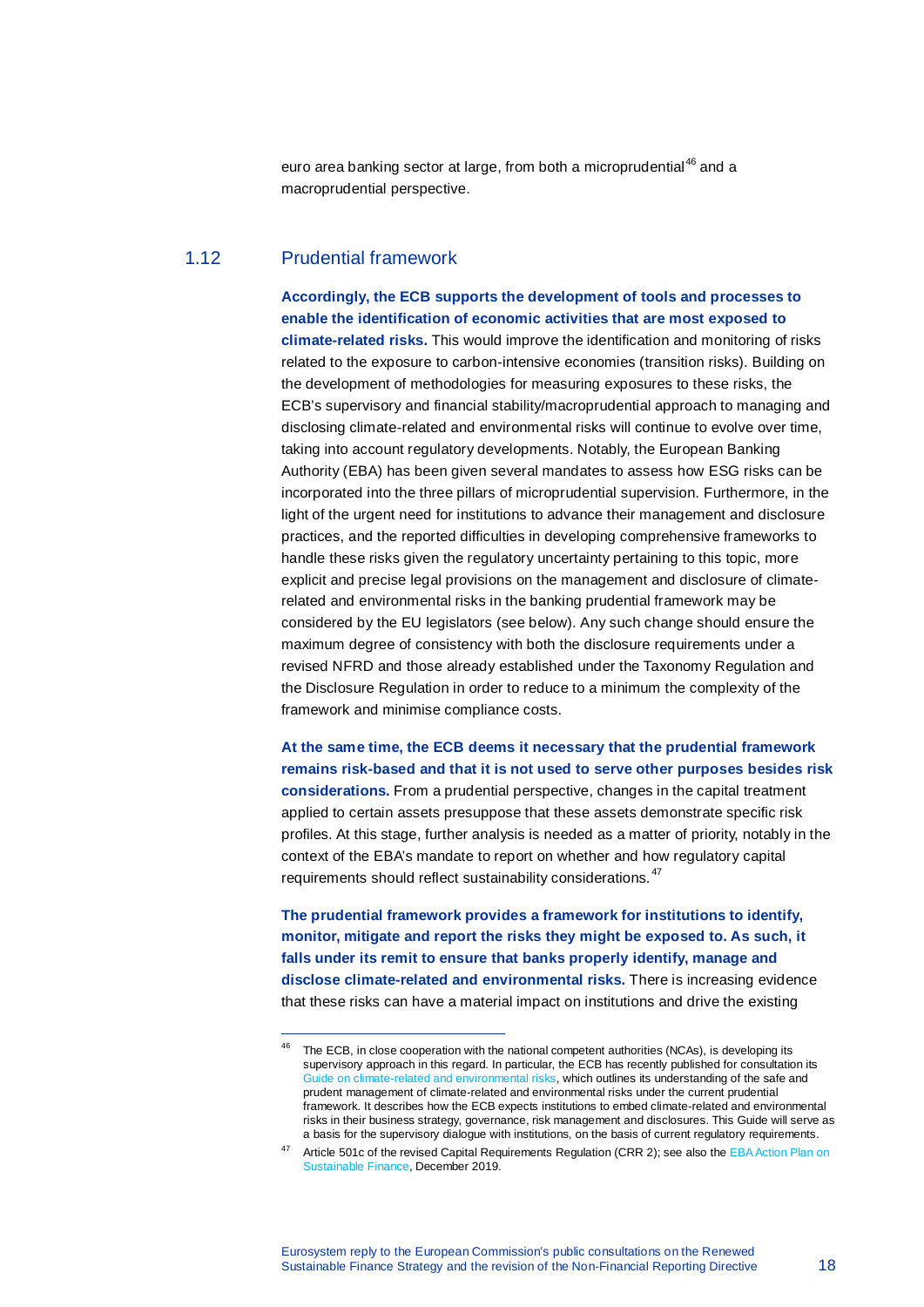euro area banking sector at large, from both a microprudential[46] and a macroprudential perspective.

## 1.12 Prudential framework

**Accordingly, the ECB supports the development of tools and processes to enable the identification of economic activities that are most exposed to climate-related risks.** This would improve the identification and monitoring of risks related to the exposure to carbon-intensive economies (transition risks). Building on the development of methodologies for measuring exposures to these risks, the ECB's supervisory and financial stability/macroprudential approach to managing and disclosing climate-related and environmental risks will continue to evolve over time, taking into account regulatory developments. Notably, the European Banking Authority (EBA) has been given several mandates to assess how ESG risks can be incorporated into the three pillars of microprudential supervision. Furthermore, in the light of the urgent need for institutions to advance their management and disclosure practices, and the reported difficulties in developing comprehensive frameworks to handle these risks given the regulatory uncertainty pertaining to this topic, more explicit and precise legal provisions on the management and disclosure of climate-related and environmental risks in the banking prudential framework may be considered by the EU legislators (see below). Any such change should ensure the maximum degree of consistency with both the disclosure requirements under a revised NFRD and those already established under the Taxonomy Regulation and the Disclosure Regulation in order to reduce to a minimum the complexity of the framework and minimise compliance costs.

**At the same time, the ECB deems it necessary that the prudential framework remains risk-based and that it is not used to serve other purposes besides risk considerations.** From a prudential perspective, changes in the capital treatment applied to certain assets presuppose that these assets demonstrate specific risk profiles. At this stage, further analysis is needed as a matter of priority, notably in the context of the EBA's mandate to report on whether and how regulatory capital requirements should reflect sustainability considerations.[47]

**The prudential framework provides a framework for institutions to identify, monitor, mitigate and report the risks they might be exposed to. As such, it falls under its remit to ensure that banks properly identify, manage and disclose climate-related and environmental risks.** There is increasing evidence that these risks can have a material impact on institutions and drive the existing

---

[46] The ECB, in close cooperation with the national competent authorities (NCAs), is developing its supervisory approach in this regard. In particular, the ECB has recently published for consultation its Guide on climate-related and environmental risks, which outlines its understanding of the safe and prudent management of climate-related and environmental risks under the current prudential framework. It describes how the ECB expects institutions to embed climate-related and environmental risks in their business strategy, governance, risk management and disclosures. This Guide will serve as a basis for the supervisory dialogue with institutions, on the basis of current regulatory requirements.

[47] Article 501c of the revised Capital Requirements Regulation (CRR 2); see also the EBA Action Plan on Sustainable Finance, December 2019.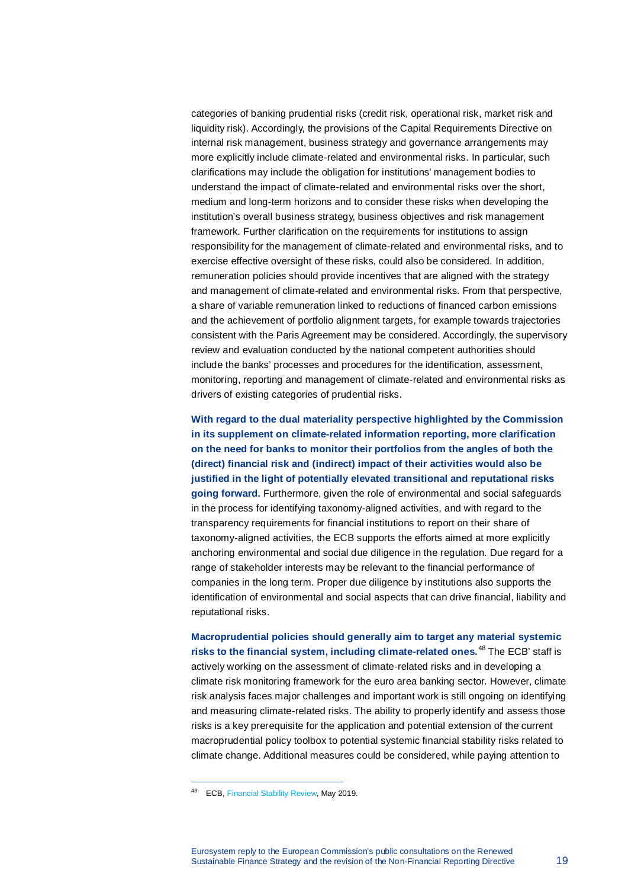categories of banking prudential risks (credit risk, operational risk, market risk and liquidity risk). Accordingly, the provisions of the Capital Requirements Directive on internal risk management, business strategy and governance arrangements may more explicitly include climate-related and environmental risks. In particular, such clarifications may include the obligation for institutions' management bodies to understand the impact of climate-related and environmental risks over the short, medium and long-term horizons and to consider these risks when developing the institution's overall business strategy, business objectives and risk management framework. Further clarification on the requirements for institutions to assign responsibility for the management of climate-related and environmental risks, and to exercise effective oversight of these risks, could also be considered. In addition, remuneration policies should provide incentives that are aligned with the strategy and management of climate-related and environmental risks. From that perspective, a share of variable remuneration linked to reductions of financed carbon emissions and the achievement of portfolio alignment targets, for example towards trajectories consistent with the Paris Agreement may be considered. Accordingly, the supervisory review and evaluation conducted by the national competent authorities should include the banks' processes and procedures for the identification, assessment, monitoring, reporting and management of climate-related and environmental risks as drivers of existing categories of prudential risks.

**With regard to the dual materiality perspective highlighted by the Commission in its supplement on climate-related information reporting, more clarification on the need for banks to monitor their portfolios from the angles of both the (direct) financial risk and (indirect) impact of their activities would also be justified in the light of potentially elevated transitional and reputational risks going forward.** Furthermore, given the role of environmental and social safeguards in the process for identifying taxonomy-aligned activities, and with regard to the transparency requirements for financial institutions to report on their share of taxonomy-aligned activities, the ECB supports the efforts aimed at more explicitly anchoring environmental and social due diligence in the regulation. Due regard for a range of stakeholder interests may be relevant to the financial performance of companies in the long term. Proper due diligence by institutions also supports the identification of environmental and social aspects that can drive financial, liability and reputational risks.

**Macroprudential policies should generally aim to target any material systemic risks to the financial system, including climate-related ones.**[48] The ECB' staff is actively working on the assessment of climate-related risks and in developing a climate risk monitoring framework for the euro area banking sector. However, climate risk analysis faces major challenges and important work is still ongoing on identifying and measuring climate-related risks. The ability to properly identify and assess those risks is a key prerequisite for the application and potential extension of the current macroprudential policy toolbox to potential systemic financial stability risks related to climate change. Additional measures could be considered, while paying attention to

---

[48] ECB, Financial Stability Review, May 2019.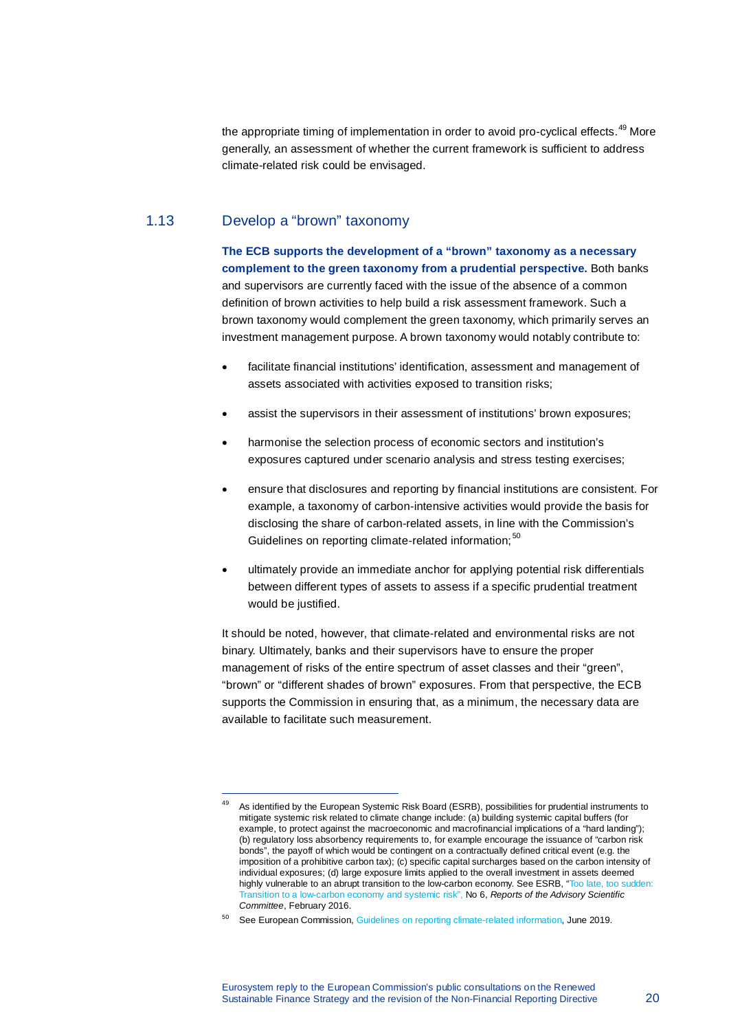the appropriate timing of implementation in order to avoid pro-cyclical effects.[49] More generally, an assessment of whether the current framework is sufficient to address climate-related risk could be envisaged.

## 1.13 Develop a "brown" taxonomy

**The ECB supports the development of a "brown" taxonomy as a necessary complement to the green taxonomy from a prudential perspective.** Both banks and supervisors are currently faced with the issue of the absence of a common definition of brown activities to help build a risk assessment framework. Such a brown taxonomy would complement the green taxonomy, which primarily serves an investment management purpose. A brown taxonomy would notably contribute to:

- facilitate financial institutions' identification, assessment and management of assets associated with activities exposed to transition risks;
- assist the supervisors in their assessment of institutions' brown exposures;
- harmonise the selection process of economic sectors and institution's exposures captured under scenario analysis and stress testing exercises;
- ensure that disclosures and reporting by financial institutions are consistent. For example, a taxonomy of carbon-intensive activities would provide the basis for disclosing the share of carbon-related assets, in line with the Commission's Guidelines on reporting climate-related information;[50]
- ultimately provide an immediate anchor for applying potential risk differentials between different types of assets to assess if a specific prudential treatment would be justified.

It should be noted, however, that climate-related and environmental risks are not binary. Ultimately, banks and their supervisors have to ensure the proper management of risks of the entire spectrum of asset classes and their "green", "brown" or "different shades of brown" exposures. From that perspective, the ECB supports the Commission in ensuring that, as a minimum, the necessary data are available to facilitate such measurement.

---

[49] As identified by the European Systemic Risk Board (ESRB), possibilities for prudential instruments to mitigate systemic risk related to climate change include: (a) building systemic capital buffers (for example, to protect against the macroeconomic and macrofinancial implications of a "hard landing"); (b) regulatory loss absorbency requirements to, for example encourage the issuance of "carbon risk bonds", the payoff of which would be contingent on a contractually defined critical event (e.g. the imposition of a prohibitive carbon tax); (c) specific capital surcharges based on the carbon intensity of individual exposures; (d) large exposure limits applied to the overall investment in assets deemed highly vulnerable to an abrupt transition to the low-carbon economy. See ESRB, "Too late, too sudden: Transition to a low-carbon economy and systemic risk", No 6, *Reports of the Advisory Scientific Committee*, February 2016.

[50] See European Commission, Guidelines on reporting climate-related information, June 2019.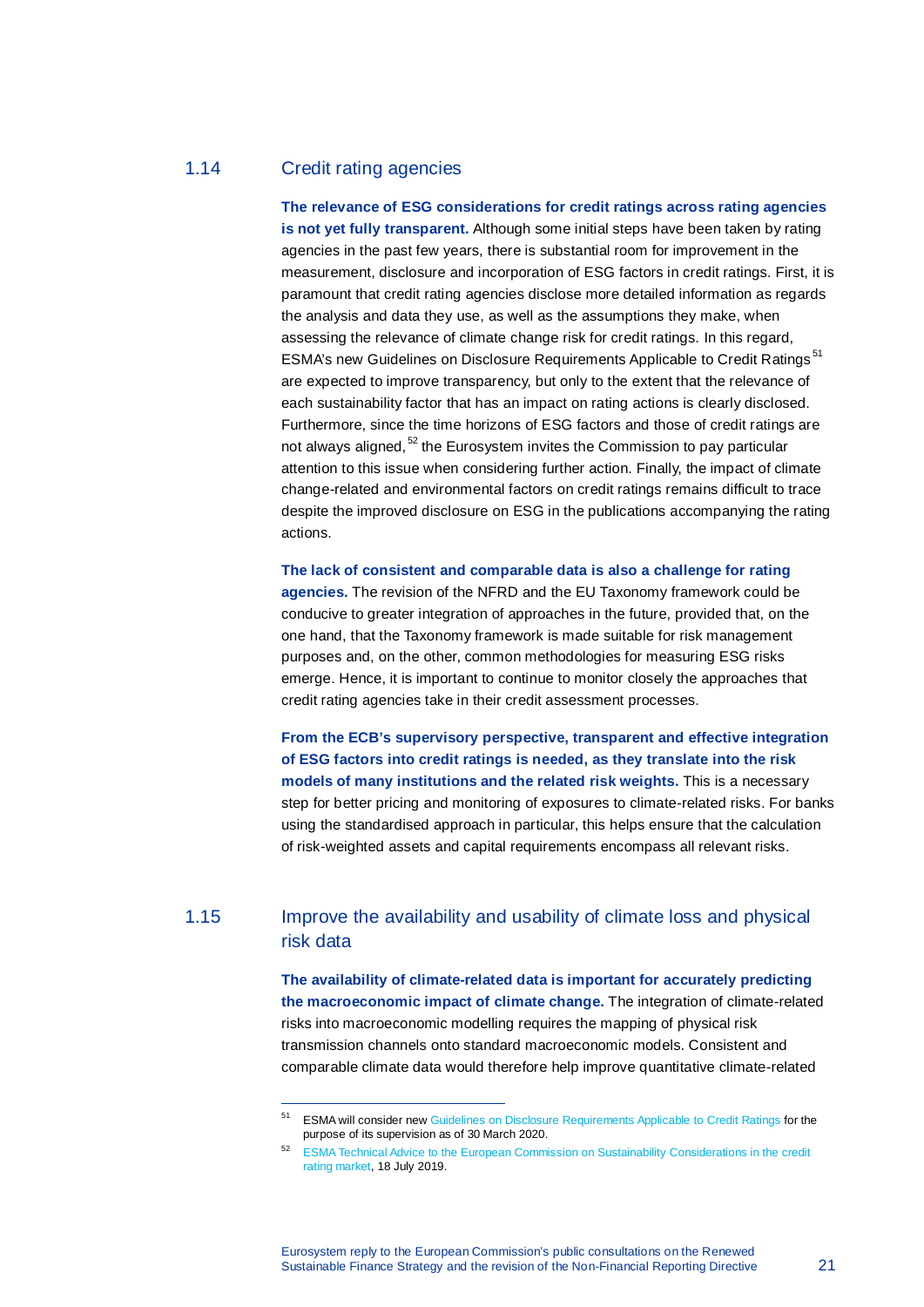## 1.14 Credit rating agencies

**The relevance of ESG considerations for credit ratings across rating agencies is not yet fully transparent.** Although some initial steps have been taken by rating agencies in the past few years, there is substantial room for improvement in the measurement, disclosure and incorporation of ESG factors in credit ratings. First, it is paramount that credit rating agencies disclose more detailed information as regards the analysis and data they use, as well as the assumptions they make, when assessing the relevance of climate change risk for credit ratings. In this regard, ESMA's new Guidelines on Disclosure Requirements Applicable to Credit Ratings[51] are expected to improve transparency, but only to the extent that the relevance of each sustainability factor that has an impact on rating actions is clearly disclosed. Furthermore, since the time horizons of ESG factors and those of credit ratings are not always aligned,[52] the Eurosystem invites the Commission to pay particular attention to this issue when considering further action. Finally, the impact of climate change-related and environmental factors on credit ratings remains difficult to trace despite the improved disclosure on ESG in the publications accompanying the rating actions.

**The lack of consistent and comparable data is also a challenge for rating agencies.** The revision of the NFRD and the EU Taxonomy framework could be conducive to greater integration of approaches in the future, provided that, on the one hand, that the Taxonomy framework is made suitable for risk management purposes and, on the other, common methodologies for measuring ESG risks emerge. Hence, it is important to continue to monitor closely the approaches that credit rating agencies take in their credit assessment processes.

**From the ECB's supervisory perspective, transparent and effective integration of ESG factors into credit ratings is needed, as they translate into the risk models of many institutions and the related risk weights.** This is a necessary step for better pricing and monitoring of exposures to climate-related risks. For banks using the standardised approach in particular, this helps ensure that the calculation of risk-weighted assets and capital requirements encompass all relevant risks.

## 1.15 Improve the availability and usability of climate loss and physical risk data

**The availability of climate-related data is important for accurately predicting the macroeconomic impact of climate change.** The integration of climate-related risks into macroeconomic modelling requires the mapping of physical risk transmission channels onto standard macroeconomic models. Consistent and comparable climate data would therefore help improve quantitative climate-related

---

[51] ESMA will consider new Guidelines on Disclosure Requirements Applicable to Credit Ratings for the purpose of its supervision as of 30 March 2020.

[52] ESMA Technical Advice to the European Commission on Sustainability Considerations in the credit rating market, 18 July 2019.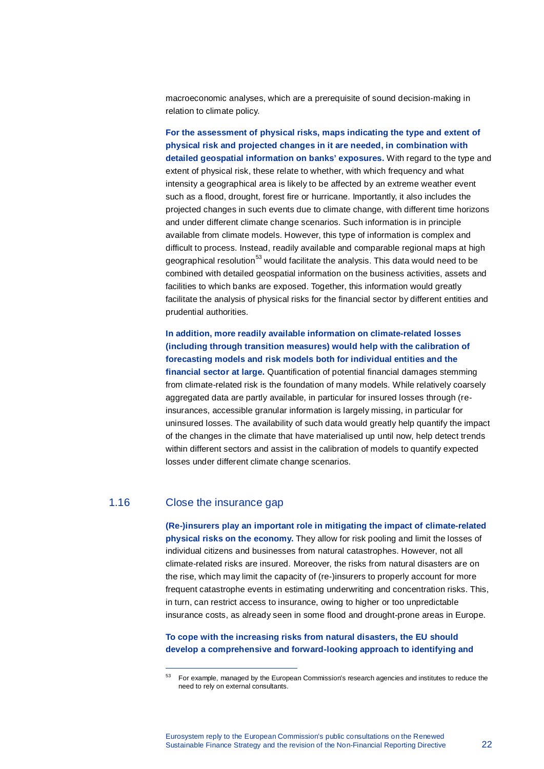macroeconomic analyses, which are a prerequisite of sound decision-making in relation to climate policy.

**For the assessment of physical risks, maps indicating the type and extent of physical risk and projected changes in it are needed, in combination with detailed geospatial information on banks' exposures.** With regard to the type and extent of physical risk, these relate to whether, with which frequency and what intensity a geographical area is likely to be affected by an extreme weather event such as a flood, drought, forest fire or hurricane. Importantly, it also includes the projected changes in such events due to climate change, with different time horizons and under different climate change scenarios. Such information is in principle available from climate models. However, this type of information is complex and difficult to process. Instead, readily available and comparable regional maps at high geographical resolution[53] would facilitate the analysis. This data would need to be combined with detailed geospatial information on the business activities, assets and facilities to which banks are exposed. Together, this information would greatly facilitate the analysis of physical risks for the financial sector by different entities and prudential authorities.

**In addition, more readily available information on climate-related losses (including through transition measures) would help with the calibration of forecasting models and risk models both for individual entities and the financial sector at large.** Quantification of potential financial damages stemming from climate-related risk is the foundation of many models. While relatively coarsely aggregated data are partly available, in particular for insured losses through (re-insurances, accessible granular information is largely missing, in particular for uninsured losses. The availability of such data would greatly help quantify the impact of the changes in the climate that have materialised up until now, help detect trends within different sectors and assist in the calibration of models to quantify expected losses under different climate change scenarios.

## 1.16 Close the insurance gap

**(Re-)insurers play an important role in mitigating the impact of climate-related physical risks on the economy.** They allow for risk pooling and limit the losses of individual citizens and businesses from natural catastrophes. However, not all climate-related risks are insured. Moreover, the risks from natural disasters are on the rise, which may limit the capacity of (re-)insurers to properly account for more frequent catastrophe events in estimating underwriting and concentration risks. This, in turn, can restrict access to insurance, owing to higher or too unpredictable insurance costs, as already seen in some flood and drought-prone areas in Europe.

**To cope with the increasing risks from natural disasters, the EU should develop a comprehensive and forward-looking approach to identifying and**

---

[53] For example, managed by the European Commission's research agencies and institutes to reduce the need to rely on external consultants.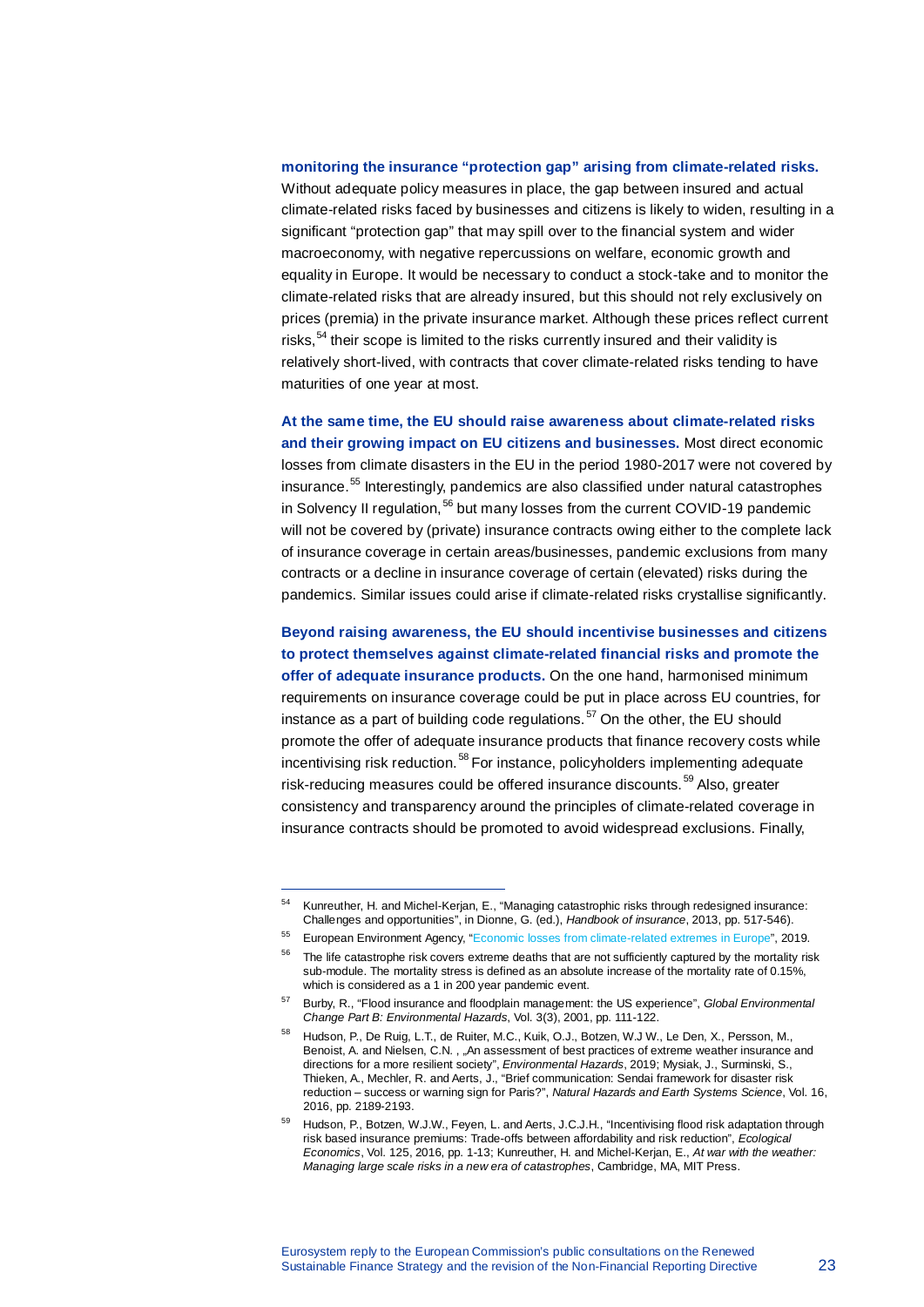**monitoring the insurance "protection gap" arising from climate-related risks.** Without adequate policy measures in place, the gap between insured and actual climate-related risks faced by businesses and citizens is likely to widen, resulting in a significant "protection gap" that may spill over to the financial system and wider macroeconomy, with negative repercussions on welfare, economic growth and equality in Europe. It would be necessary to conduct a stock-take and to monitor the climate-related risks that are already insured, but this should not rely exclusively on prices (premia) in the private insurance market. Although these prices reflect current risks,[54] their scope is limited to the risks currently insured and their validity is relatively short-lived, with contracts that cover climate-related risks tending to have maturities of one year at most.

**At the same time, the EU should raise awareness about climate-related risks and their growing impact on EU citizens and businesses.** Most direct economic losses from climate disasters in the EU in the period 1980-2017 were not covered by insurance.[55] Interestingly, pandemics are also classified under natural catastrophes in Solvency II regulation,[56] but many losses from the current COVID-19 pandemic will not be covered by (private) insurance contracts owing either to the complete lack of insurance coverage in certain areas/businesses, pandemic exclusions from many contracts or a decline in insurance coverage of certain (elevated) risks during the pandemics. Similar issues could arise if climate-related risks crystallise significantly.

**Beyond raising awareness, the EU should incentivise businesses and citizens to protect themselves against climate-related financial risks and promote the offer of adequate insurance products.** On the one hand, harmonised minimum requirements on insurance coverage could be put in place across EU countries, for instance as a part of building code regulations.[57] On the other, the EU should promote the offer of adequate insurance products that finance recovery costs while incentivising risk reduction.[58] For instance, policyholders implementing adequate risk-reducing measures could be offered insurance discounts.[59] Also, greater consistency and transparency around the principles of climate-related coverage in insurance contracts should be promoted to avoid widespread exclusions. Finally,

---

[54] Kunreuther, H. and Michel-Kerjan, E., "Managing catastrophic risks through redesigned insurance: Challenges and opportunities", in Dionne, G. (ed.), *Handbook of insurance*, 2013, pp. 517-546).

[55] European Environment Agency, "Economic losses from climate-related extremes in Europe", 2019.

[56] The life catastrophe risk covers extreme deaths that are not sufficiently captured by the mortality risk sub-module. The mortality stress is defined as an absolute increase of the mortality rate of 0.15%, which is considered as a 1 in 200 year pandemic event.

[57] Burby, R., "Flood insurance and floodplain management: the US experience", *Global Environmental Change Part B: Environmental Hazards*, Vol. 3(3), 2001, pp. 111-122.

[58] Hudson, P., De Ruig, L.T., de Ruiter, M.C., Kuik, O.J., Botzen, W.J W., Le Den, X., Persson, M., Benoist, A. and Nielsen, C.N. , „An assessment of best practices of extreme weather insurance and directions for a more resilient society", *Environmental Hazards*, 2019; Mysiak, J., Surminski, S., Thieken, A., Mechler, R. and Aerts, J., "Brief communication: Sendai framework for disaster risk reduction – success or warning sign for Paris?", *Natural Hazards and Earth Systems Science*, Vol. 16, 2016, pp. 2189-2193.

[59] Hudson, P., Botzen, W.J.W., Feyen, L. and Aerts, J.C.J.H., "Incentivising flood risk adaptation through risk based insurance premiums: Trade-offs between affordability and risk reduction", *Ecological Economics*, Vol. 125, 2016, pp. 1-13; Kunreuther, H. and Michel-Kerjan, E., *At war with the weather: Managing large scale risks in a new era of catastrophes*, Cambridge, MA, MIT Press.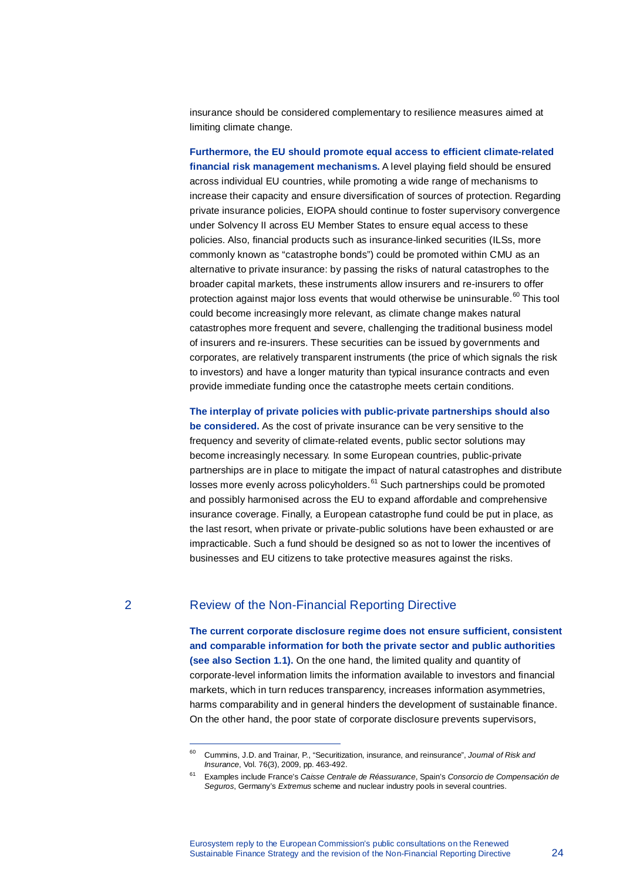insurance should be considered complementary to resilience measures aimed at limiting climate change.

**Furthermore, the EU should promote equal access to efficient climate-related financial risk management mechanisms.** A level playing field should be ensured across individual EU countries, while promoting a wide range of mechanisms to increase their capacity and ensure diversification of sources of protection. Regarding private insurance policies, EIOPA should continue to foster supervisory convergence under Solvency II across EU Member States to ensure equal access to these policies. Also, financial products such as insurance-linked securities (ILSs, more commonly known as "catastrophe bonds") could be promoted within CMU as an alternative to private insurance: by passing the risks of natural catastrophes to the broader capital markets, these instruments allow insurers and re-insurers to offer protection against major loss events that would otherwise be uninsurable.[60] This tool could become increasingly more relevant, as climate change makes natural catastrophes more frequent and severe, challenging the traditional business model of insurers and re-insurers. These securities can be issued by governments and corporates, are relatively transparent instruments (the price of which signals the risk to investors) and have a longer maturity than typical insurance contracts and even provide immediate funding once the catastrophe meets certain conditions.

**The interplay of private policies with public-private partnerships should also be considered.** As the cost of private insurance can be very sensitive to the frequency and severity of climate-related events, public sector solutions may become increasingly necessary. In some European countries, public-private partnerships are in place to mitigate the impact of natural catastrophes and distribute losses more evenly across policyholders.[61] Such partnerships could be promoted and possibly harmonised across the EU to expand affordable and comprehensive insurance coverage. Finally, a European catastrophe fund could be put in place, as the last resort, when private or private-public solutions have been exhausted or are impracticable. Such a fund should be designed so as not to lower the incentives of businesses and EU citizens to take protective measures against the risks.

## 2 Review of the Non-Financial Reporting Directive

**The current corporate disclosure regime does not ensure sufficient, consistent and comparable information for both the private sector and public authorities (see also Section 1.1).** On the one hand, the limited quality and quantity of corporate-level information limits the information available to investors and financial markets, which in turn reduces transparency, increases information asymmetries, harms comparability and in general hinders the development of sustainable finance. On the other hand, the poor state of corporate disclosure prevents supervisors,

---

[60] Cummins, J.D. and Trainar, P., "Securitization, insurance, and reinsurance", *Journal of Risk and Insurance*, Vol. 76(3), 2009, pp. 463-492.

[61] Examples include France's *Caisse Centrale de Réassurance*, Spain's *Consorcio de Compensación de Seguros*, Germany's *Extremus* scheme and nuclear industry pools in several countries.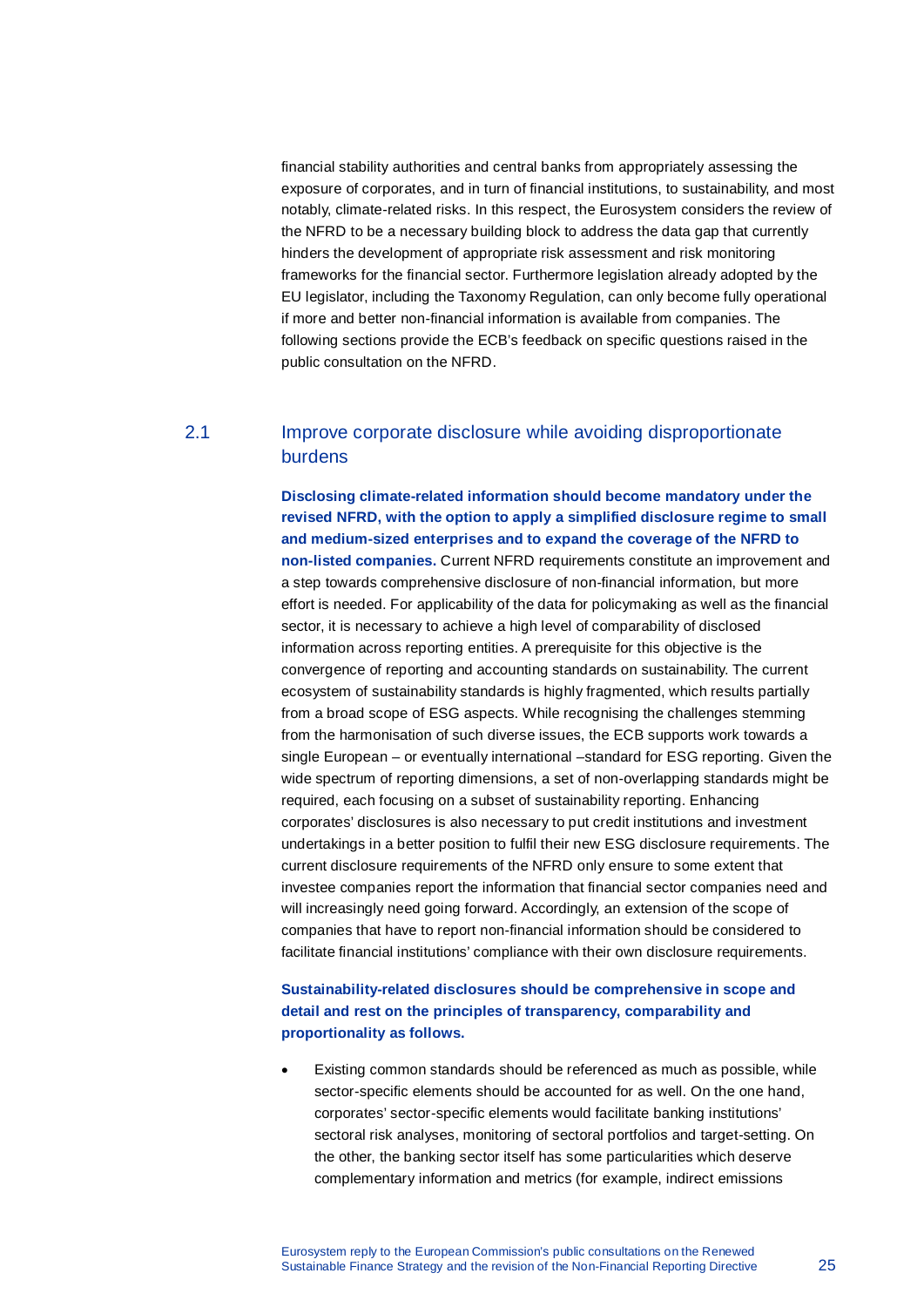financial stability authorities and central banks from appropriately assessing the exposure of corporates, and in turn of financial institutions, to sustainability, and most notably, climate-related risks. In this respect, the Eurosystem considers the review of the NFRD to be a necessary building block to address the data gap that currently hinders the development of appropriate risk assessment and risk monitoring frameworks for the financial sector. Furthermore legislation already adopted by the EU legislator, including the Taxonomy Regulation, can only become fully operational if more and better non-financial information is available from companies. The following sections provide the ECB's feedback on specific questions raised in the public consultation on the NFRD.

## 2.1 Improve corporate disclosure while avoiding disproportionate burdens

**Disclosing climate-related information should become mandatory under the revised NFRD, with the option to apply a simplified disclosure regime to small and medium-sized enterprises and to expand the coverage of the NFRD to non-listed companies.** Current NFRD requirements constitute an improvement and a step towards comprehensive disclosure of non-financial information, but more effort is needed. For applicability of the data for policymaking as well as the financial sector, it is necessary to achieve a high level of comparability of disclosed information across reporting entities. A prerequisite for this objective is the convergence of reporting and accounting standards on sustainability. The current ecosystem of sustainability standards is highly fragmented, which results partially from a broad scope of ESG aspects. While recognising the challenges stemming from the harmonisation of such diverse issues, the ECB supports work towards a single European – or eventually international –standard for ESG reporting. Given the wide spectrum of reporting dimensions, a set of non-overlapping standards might be required, each focusing on a subset of sustainability reporting. Enhancing corporates' disclosures is also necessary to put credit institutions and investment undertakings in a better position to fulfil their new ESG disclosure requirements. The current disclosure requirements of the NFRD only ensure to some extent that investee companies report the information that financial sector companies need and will increasingly need going forward. Accordingly, an extension of the scope of companies that have to report non-financial information should be considered to facilitate financial institutions' compliance with their own disclosure requirements.

**Sustainability-related disclosures should be comprehensive in scope and detail and rest on the principles of transparency, comparability and proportionality as follows.**

- Existing common standards should be referenced as much as possible, while sector-specific elements should be accounted for as well. On the one hand, corporates' sector-specific elements would facilitate banking institutions' sectoral risk analyses, monitoring of sectoral portfolios and target-setting. On the other, the banking sector itself has some particularities which deserve complementary information and metrics (for example, indirect emissions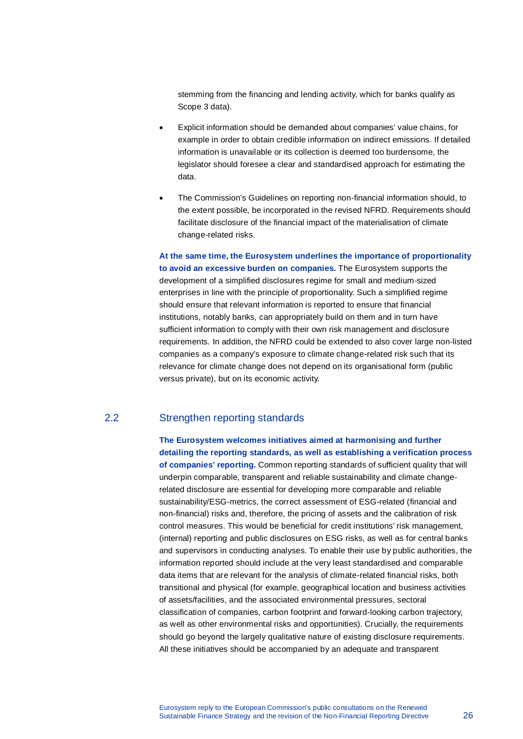stemming from the financing and lending activity, which for banks qualify as Scope 3 data).

- Explicit information should be demanded about companies' value chains, for example in order to obtain credible information on indirect emissions. If detailed information is unavailable or its collection is deemed too burdensome, the legislator should foresee a clear and standardised approach for estimating the data.
- The Commission's Guidelines on reporting non-financial information should, to the extent possible, be incorporated in the revised NFRD. Requirements should facilitate disclosure of the financial impact of the materialisation of climate change-related risks.

**At the same time, the Eurosystem underlines the importance of proportionality to avoid an excessive burden on companies.** The Eurosystem supports the development of a simplified disclosures regime for small and medium-sized enterprises in line with the principle of proportionality. Such a simplified regime should ensure that relevant information is reported to ensure that financial institutions, notably banks, can appropriately build on them and in turn have sufficient information to comply with their own risk management and disclosure requirements. In addition, the NFRD could be extended to also cover large non-listed companies as a company's exposure to climate change-related risk such that its relevance for climate change does not depend on its organisational form (public versus private), but on its economic activity.

## 2.2 Strengthen reporting standards

**The Eurosystem welcomes initiatives aimed at harmonising and further detailing the reporting standards, as well as establishing a verification process of companies' reporting.** Common reporting standards of sufficient quality that will underpin comparable, transparent and reliable sustainability and climate change-related disclosure are essential for developing more comparable and reliable sustainability/ESG-metrics, the correct assessment of ESG-related (financial and non-financial) risks and, therefore, the pricing of assets and the calibration of risk control measures. This would be beneficial for credit institutions' risk management, (internal) reporting and public disclosures on ESG risks, as well as for central banks and supervisors in conducting analyses. To enable their use by public authorities, the information reported should include at the very least standardised and comparable data items that are relevant for the analysis of climate-related financial risks, both transitional and physical (for example, geographical location and business activities of assets/facilities, and the associated environmental pressures, sectoral classification of companies, carbon footprint and forward-looking carbon trajectory, as well as other environmental risks and opportunities). Crucially, the requirements should go beyond the largely qualitative nature of existing disclosure requirements. All these initiatives should be accompanied by an adequate and transparent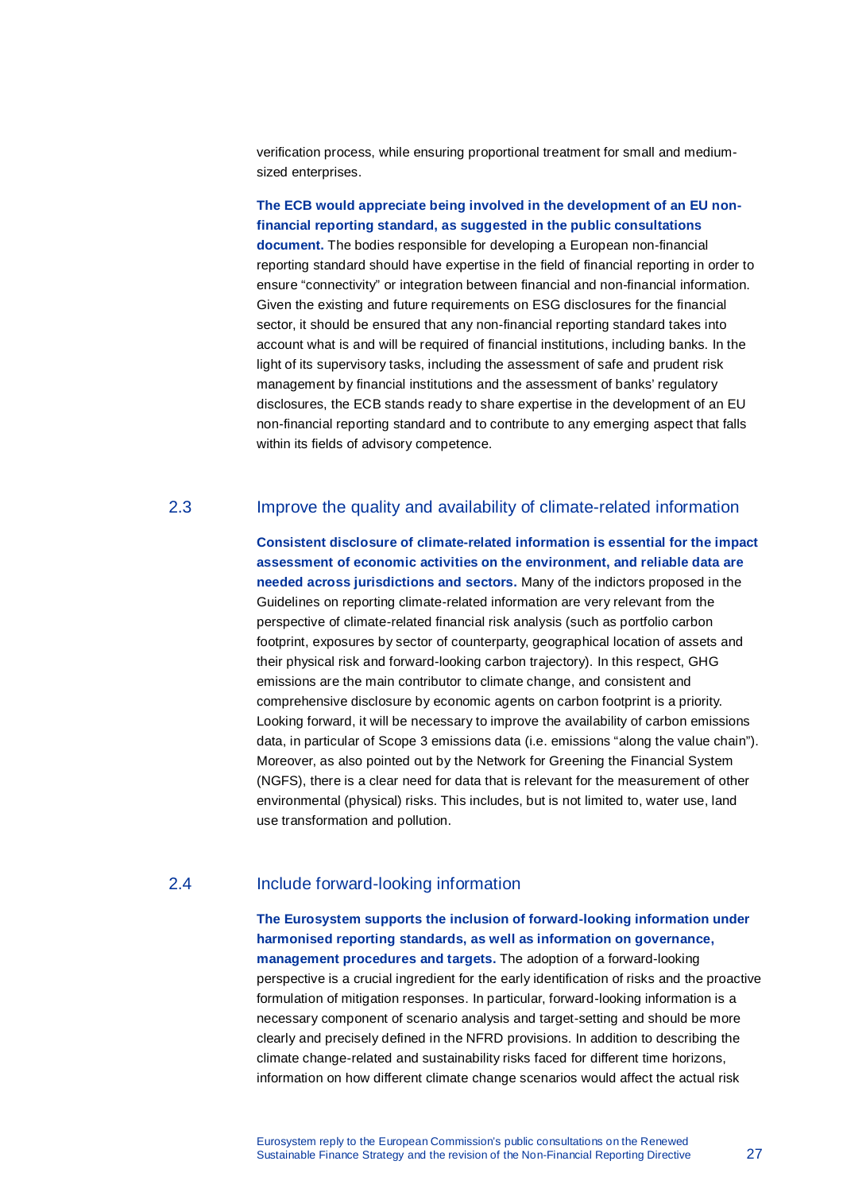verification process, while ensuring proportional treatment for small and medium-sized enterprises.

**The ECB would appreciate being involved in the development of an EU non-financial reporting standard, as suggested in the public consultations document.** The bodies responsible for developing a European non-financial reporting standard should have expertise in the field of financial reporting in order to ensure "connectivity" or integration between financial and non-financial information. Given the existing and future requirements on ESG disclosures for the financial sector, it should be ensured that any non-financial reporting standard takes into account what is and will be required of financial institutions, including banks. In the light of its supervisory tasks, including the assessment of safe and prudent risk management by financial institutions and the assessment of banks' regulatory disclosures, the ECB stands ready to share expertise in the development of an EU non-financial reporting standard and to contribute to any emerging aspect that falls within its fields of advisory competence.

## 2.3 Improve the quality and availability of climate-related information

**Consistent disclosure of climate-related information is essential for the impact assessment of economic activities on the environment, and reliable data are needed across jurisdictions and sectors.** Many of the indictors proposed in the Guidelines on reporting climate-related information are very relevant from the perspective of climate-related financial risk analysis (such as portfolio carbon footprint, exposures by sector of counterparty, geographical location of assets and their physical risk and forward-looking carbon trajectory). In this respect, GHG emissions are the main contributor to climate change, and consistent and comprehensive disclosure by economic agents on carbon footprint is a priority. Looking forward, it will be necessary to improve the availability of carbon emissions data, in particular of Scope 3 emissions data (i.e. emissions "along the value chain"). Moreover, as also pointed out by the Network for Greening the Financial System (NGFS), there is a clear need for data that is relevant for the measurement of other environmental (physical) risks. This includes, but is not limited to, water use, land use transformation and pollution.

## 2.4 Include forward-looking information

**The Eurosystem supports the inclusion of forward-looking information under harmonised reporting standards, as well as information on governance, management procedures and targets.** The adoption of a forward-looking perspective is a crucial ingredient for the early identification of risks and the proactive formulation of mitigation responses. In particular, forward-looking information is a necessary component of scenario analysis and target-setting and should be more clearly and precisely defined in the NFRD provisions. In addition to describing the climate change-related and sustainability risks faced for different time horizons, information on how different climate change scenarios would affect the actual risk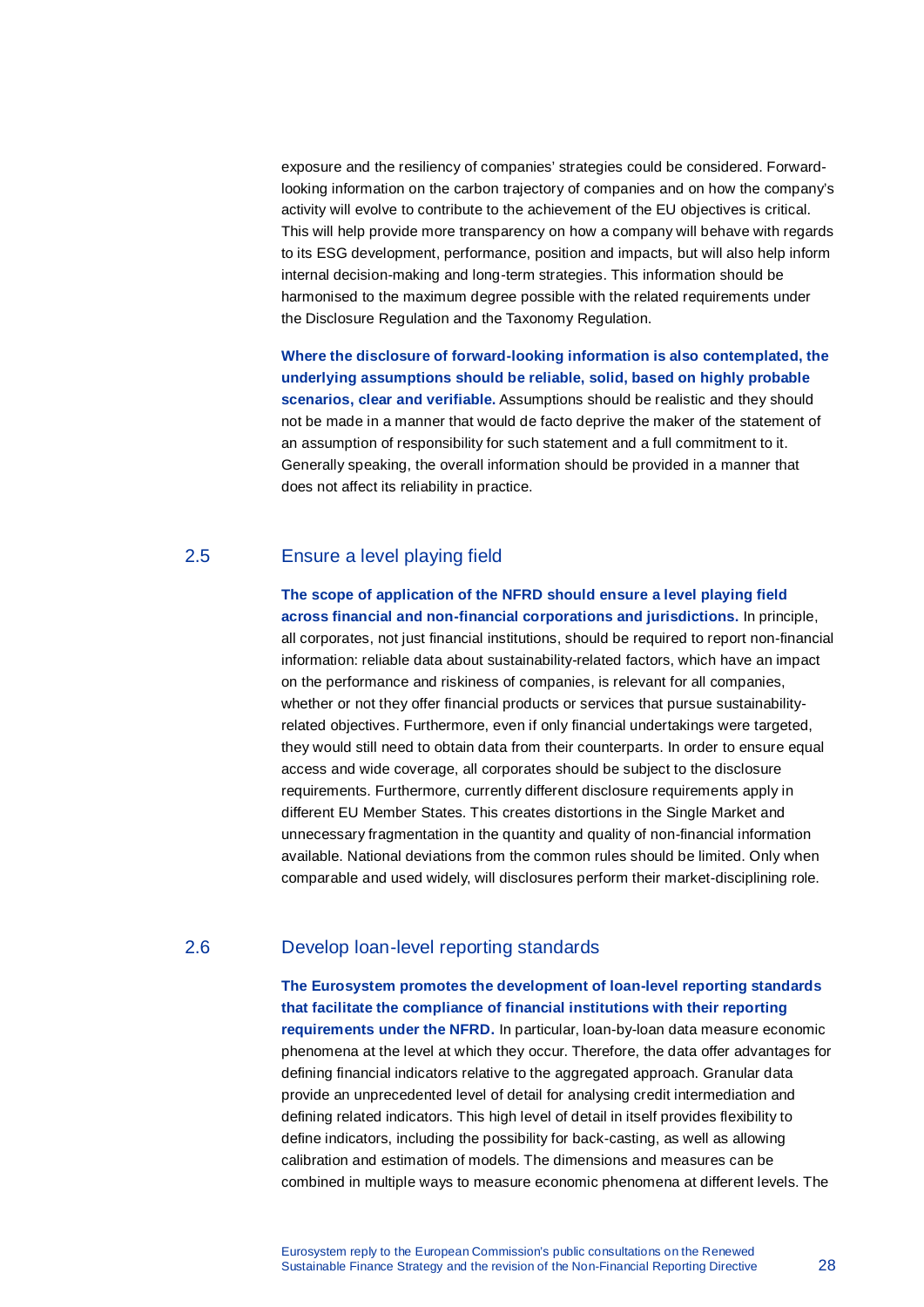exposure and the resiliency of companies' strategies could be considered. Forward-looking information on the carbon trajectory of companies and on how the company's activity will evolve to contribute to the achievement of the EU objectives is critical. This will help provide more transparency on how a company will behave with regards to its ESG development, performance, position and impacts, but will also help inform internal decision-making and long-term strategies. This information should be harmonised to the maximum degree possible with the related requirements under the Disclosure Regulation and the Taxonomy Regulation.

**Where the disclosure of forward-looking information is also contemplated, the underlying assumptions should be reliable, solid, based on highly probable scenarios, clear and verifiable.** Assumptions should be realistic and they should not be made in a manner that would de facto deprive the maker of the statement of an assumption of responsibility for such statement and a full commitment to it. Generally speaking, the overall information should be provided in a manner that does not affect its reliability in practice.

## 2.5 Ensure a level playing field

**The scope of application of the NFRD should ensure a level playing field across financial and non-financial corporations and jurisdictions.** In principle, all corporates, not just financial institutions, should be required to report non-financial information: reliable data about sustainability-related factors, which have an impact on the performance and riskiness of companies, is relevant for all companies, whether or not they offer financial products or services that pursue sustainability-related objectives. Furthermore, even if only financial undertakings were targeted, they would still need to obtain data from their counterparts. In order to ensure equal access and wide coverage, all corporates should be subject to the disclosure requirements. Furthermore, currently different disclosure requirements apply in different EU Member States. This creates distortions in the Single Market and unnecessary fragmentation in the quantity and quality of non-financial information available. National deviations from the common rules should be limited. Only when comparable and used widely, will disclosures perform their market-disciplining role.

## 2.6 Develop loan-level reporting standards

**The Eurosystem promotes the development of loan-level reporting standards that facilitate the compliance of financial institutions with their reporting requirements under the NFRD.** In particular, loan-by-loan data measure economic phenomena at the level at which they occur. Therefore, the data offer advantages for defining financial indicators relative to the aggregated approach. Granular data provide an unprecedented level of detail for analysing credit intermediation and defining related indicators. This high level of detail in itself provides flexibility to define indicators, including the possibility for back-casting, as well as allowing calibration and estimation of models. The dimensions and measures can be combined in multiple ways to measure economic phenomena at different levels. The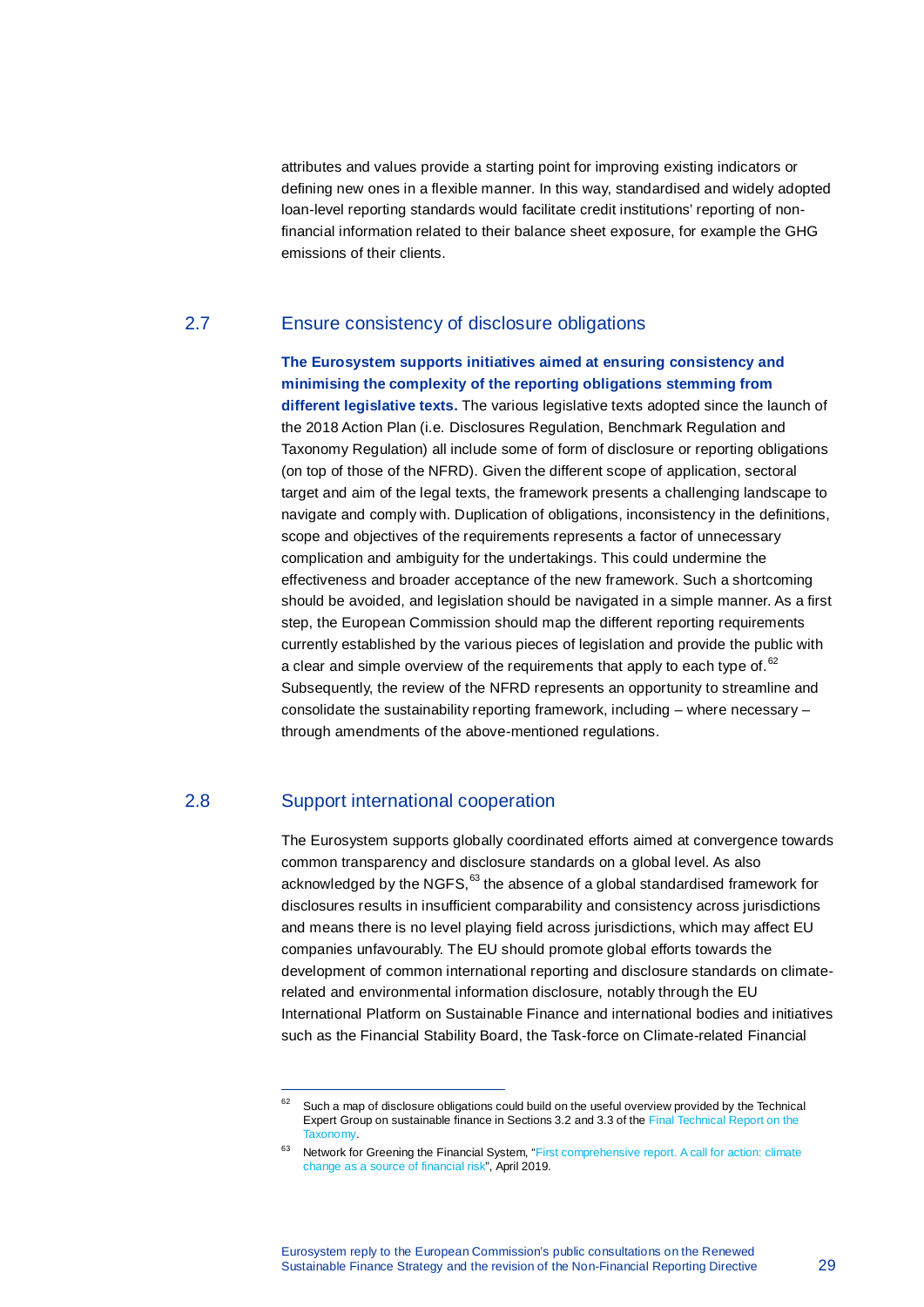attributes and values provide a starting point for improving existing indicators or defining new ones in a flexible manner. In this way, standardised and widely adopted loan-level reporting standards would facilitate credit institutions' reporting of non-financial information related to their balance sheet exposure, for example the GHG emissions of their clients.

## 2.7 Ensure consistency of disclosure obligations

**The Eurosystem supports initiatives aimed at ensuring consistency and minimising the complexity of the reporting obligations stemming from different legislative texts.** The various legislative texts adopted since the launch of the 2018 Action Plan (i.e. Disclosures Regulation, Benchmark Regulation and Taxonomy Regulation) all include some of form of disclosure or reporting obligations (on top of those of the NFRD). Given the different scope of application, sectoral target and aim of the legal texts, the framework presents a challenging landscape to navigate and comply with. Duplication of obligations, inconsistency in the definitions, scope and objectives of the requirements represents a factor of unnecessary complication and ambiguity for the undertakings. This could undermine the effectiveness and broader acceptance of the new framework. Such a shortcoming should be avoided, and legislation should be navigated in a simple manner. As a first step, the European Commission should map the different reporting requirements currently established by the various pieces of legislation and provide the public with a clear and simple overview of the requirements that apply to each type of.[62] Subsequently, the review of the NFRD represents an opportunity to streamline and consolidate the sustainability reporting framework, including – where necessary – through amendments of the above-mentioned regulations.

## 2.8 Support international cooperation

The Eurosystem supports globally coordinated efforts aimed at convergence towards common transparency and disclosure standards on a global level. As also acknowledged by the NGFS,[63] the absence of a global standardised framework for disclosures results in insufficient comparability and consistency across jurisdictions and means there is no level playing field across jurisdictions, which may affect EU companies unfavourably. The EU should promote global efforts towards the development of common international reporting and disclosure standards on climate-related and environmental information disclosure, notably through the EU International Platform on Sustainable Finance and international bodies and initiatives such as the Financial Stability Board, the Task-force on Climate-related Financial

---

[62] Such a map of disclosure obligations could build on the useful overview provided by the Technical Expert Group on sustainable finance in Sections 3.2 and 3.3 of the Final Technical Report on the Taxonomy.

[63] Network for Greening the Financial System, "First comprehensive report. A call for action: climate change as a source of financial risk", April 2019.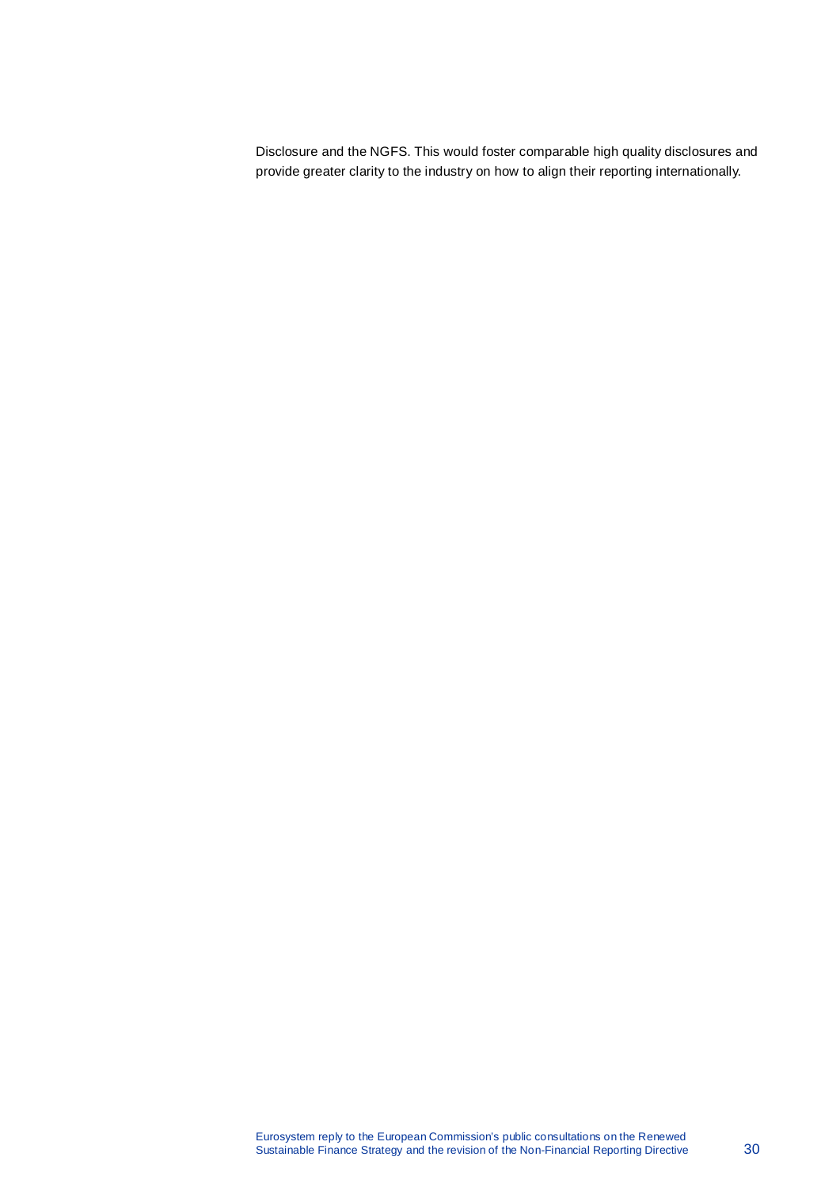Disclosure and the NGFS. This would foster comparable high quality disclosures and provide greater clarity to the industry on how to align their reporting internationally.